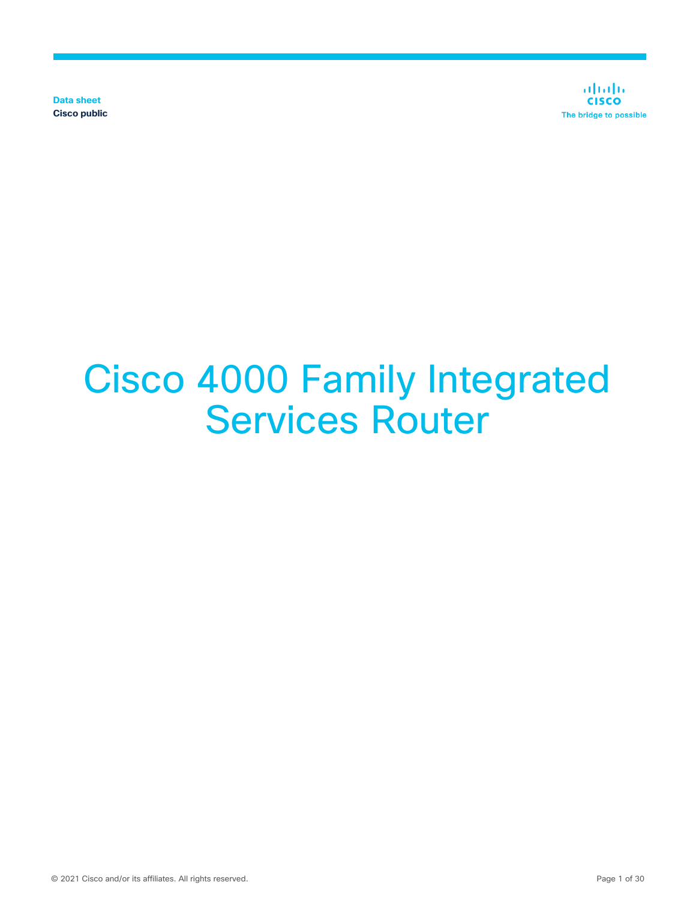Data sheet
Cisco public

# Cisco 4000 Family Integrated Services Router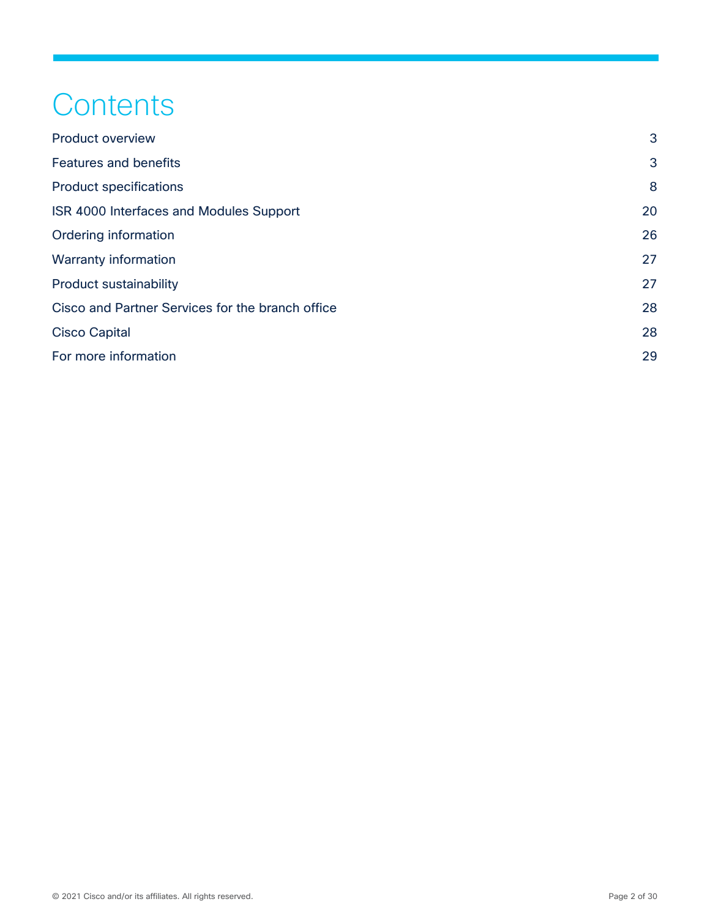# Contents

| | |
|---|---|
| Product overview | 3 |
| Features and benefits | 3 |
| Product specifications | 8 |
| ISR 4000 Interfaces and Modules Support | 20 |
| Ordering information | 26 |
| Warranty information | 27 |
| Product sustainability | 27 |
| Cisco and Partner Services for the branch office | 28 |
| Cisco Capital | 28 |
| For more information | 29 |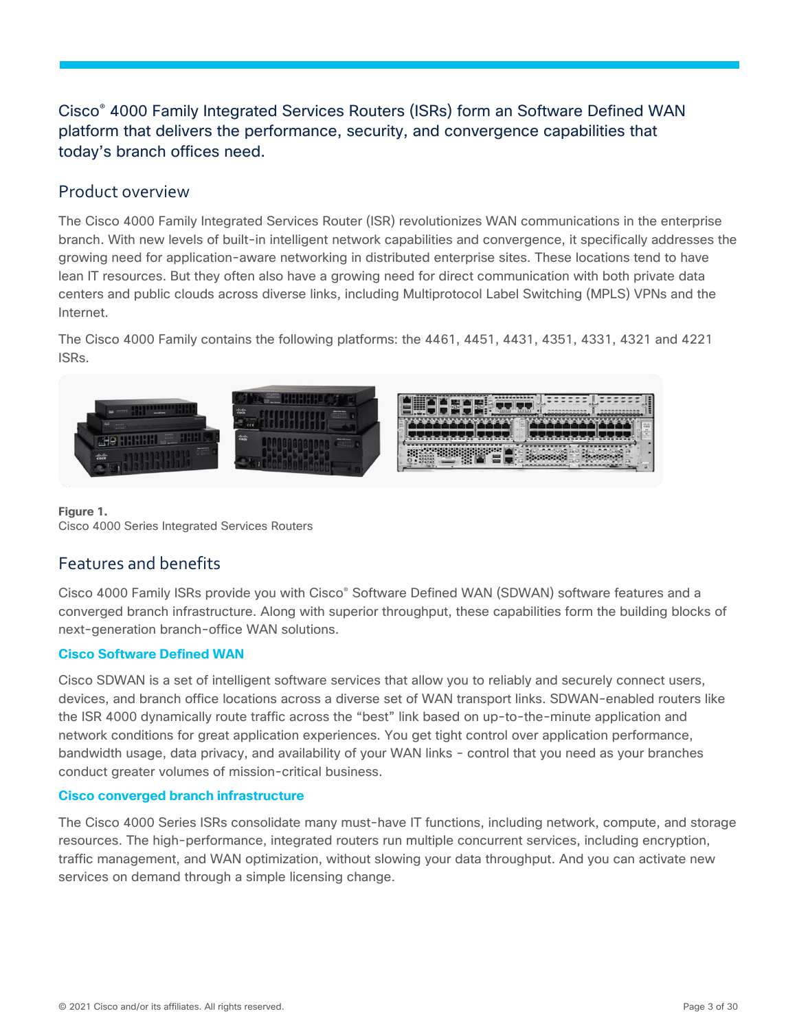## Cisco® 4000 Family Integrated Services Routers (ISRs) form an Software Defined WAN platform that delivers the performance, security, and convergence capabilities that today's branch offices need.

## Product overview

The Cisco 4000 Family Integrated Services Router (ISR) revolutionizes WAN communications in the enterprise branch. With new levels of built-in intelligent network capabilities and convergence, it specifically addresses the growing need for application-aware networking in distributed enterprise sites. These locations tend to have lean IT resources. But they often also have a growing need for direct communication with both private data centers and public clouds across diverse links, including Multiprotocol Label Switching (MPLS) VPNs and the Internet.

The Cisco 4000 Family contains the following platforms: the 4461, 4451, 4431, 4351, 4331, 4321 and 4221 ISRs.

**Figure 1.**
Cisco 4000 Series Integrated Services Routers

## Features and benefits

Cisco 4000 Family ISRs provide you with Cisco® Software Defined WAN (SDWAN) software features and a converged branch infrastructure. Along with superior throughput, these capabilities form the building blocks of next-generation branch-office WAN solutions.

### Cisco Software Defined WAN

Cisco SDWAN is a set of intelligent software services that allow you to reliably and securely connect users, devices, and branch office locations across a diverse set of WAN transport links. SDWAN-enabled routers like the ISR 4000 dynamically route traffic across the "best" link based on up-to-the-minute application and network conditions for great application experiences. You get tight control over application performance, bandwidth usage, data privacy, and availability of your WAN links - control that you need as your branches conduct greater volumes of mission-critical business.

### Cisco converged branch infrastructure

The Cisco 4000 Series ISRs consolidate many must-have IT functions, including network, compute, and storage resources. The high-performance, integrated routers run multiple concurrent services, including encryption, traffic management, and WAN optimization, without slowing your data throughput. And you can activate new services on demand through a simple licensing change.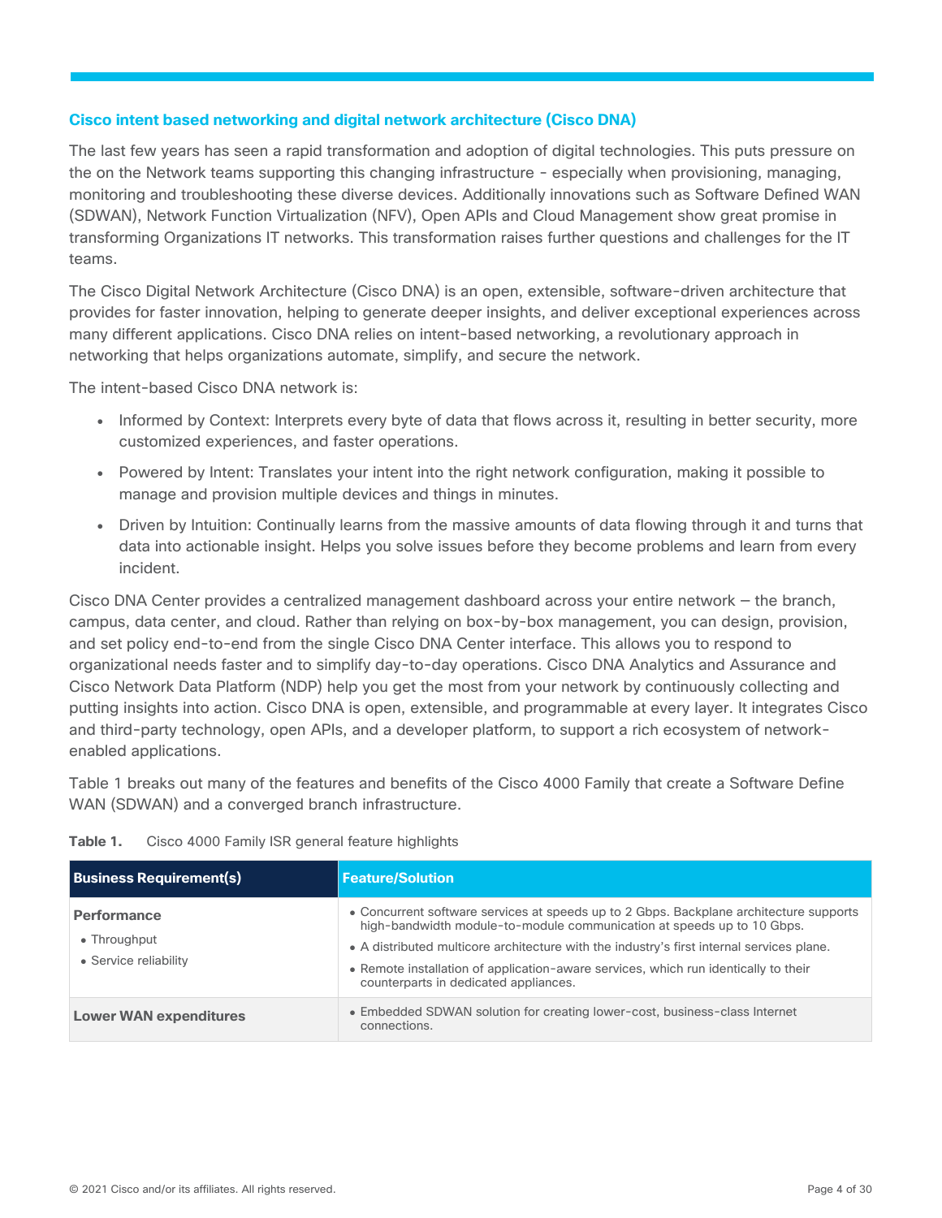## Cisco intent based networking and digital network architecture (Cisco DNA)

The last few years has seen a rapid transformation and adoption of digital technologies. This puts pressure on the on the Network teams supporting this changing infrastructure - especially when provisioning, managing, monitoring and troubleshooting these diverse devices. Additionally innovations such as Software Defined WAN (SDWAN), Network Function Virtualization (NFV), Open APIs and Cloud Management show great promise in transforming Organizations IT networks. This transformation raises further questions and challenges for the IT teams.

The Cisco Digital Network Architecture (Cisco DNA) is an open, extensible, software-driven architecture that provides for faster innovation, helping to generate deeper insights, and deliver exceptional experiences across many different applications. Cisco DNA relies on intent-based networking, a revolutionary approach in networking that helps organizations automate, simplify, and secure the network.

The intent-based Cisco DNA network is:

- Informed by Context: Interprets every byte of data that flows across it, resulting in better security, more customized experiences, and faster operations.
- Powered by Intent: Translates your intent into the right network configuration, making it possible to manage and provision multiple devices and things in minutes.
- Driven by Intuition: Continually learns from the massive amounts of data flowing through it and turns that data into actionable insight. Helps you solve issues before they become problems and learn from every incident.

Cisco DNA Center provides a centralized management dashboard across your entire network – the branch, campus, data center, and cloud. Rather than relying on box-by-box management, you can design, provision, and set policy end-to-end from the single Cisco DNA Center interface. This allows you to respond to organizational needs faster and to simplify day-to-day operations. Cisco DNA Analytics and Assurance and Cisco Network Data Platform (NDP) help you get the most from your network by continuously collecting and putting insights into action. Cisco DNA is open, extensible, and programmable at every layer. It integrates Cisco and third-party technology, open APIs, and a developer platform, to support a rich ecosystem of network-enabled applications.

Table 1 breaks out many of the features and benefits of the Cisco 4000 Family that create a Software Define WAN (SDWAN) and a converged branch infrastructure.

**Table 1.** Cisco 4000 Family ISR general feature highlights

| Business Requirement(s) | Feature/Solution |
| --- | --- |
| **Performance**<br>• Throughput<br>• Service reliability | • Concurrent software services at speeds up to 2 Gbps. Backplane architecture supports high-bandwidth module-to-module communication at speeds up to 10 Gbps.<br>• A distributed multicore architecture with the industry's first internal services plane.<br>• Remote installation of application-aware services, which run identically to their counterparts in dedicated appliances. |
| **Lower WAN expenditures** | • Embedded SDWAN solution for creating lower-cost, business-class Internet connections. |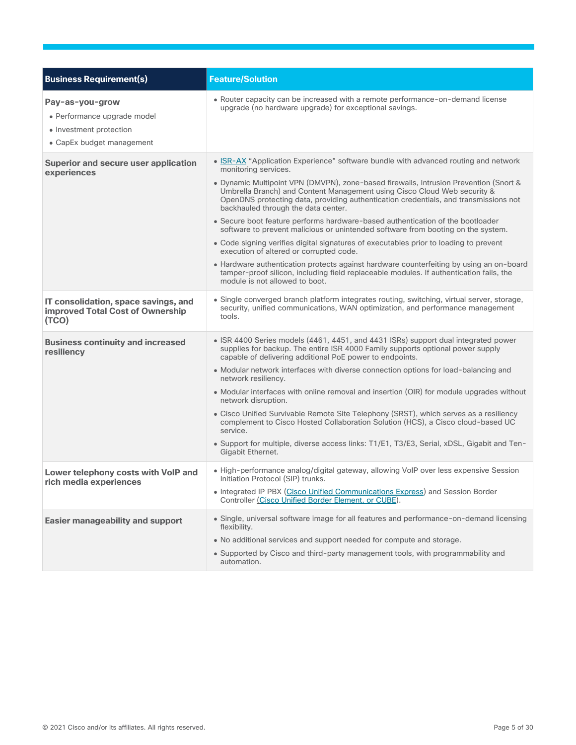| Business Requirement(s) | Feature/Solution |
| --- | --- |
| **Pay-as-you-grow**<br>• Performance upgrade model<br>• Investment protection<br>• CapEx budget management | • Router capacity can be increased with a remote performance-on-demand license upgrade (no hardware upgrade) for exceptional savings. |
| **Superior and secure user application experiences** | • ISR-AX "Application Experience" software bundle with advanced routing and network monitoring services.<br>• Dynamic Multipoint VPN (DMVPN), zone-based firewalls, Intrusion Prevention (Snort & Umbrella Branch) and Content Management using Cisco Cloud Web security & OpenDNS protecting data, providing authentication credentials, and transmissions not backhauled through the data center.<br>• Secure boot feature performs hardware-based authentication of the bootloader software to prevent malicious or unintended software from booting on the system.<br>• Code signing verifies digital signatures of executables prior to loading to prevent execution of altered or corrupted code.<br>• Hardware authentication protects against hardware counterfeiting by using an on-board tamper-proof silicon, including field replaceable modules. If authentication fails, the module is not allowed to boot. |
| **IT consolidation, space savings, and improved Total Cost of Ownership (TCO)** | • Single converged branch platform integrates routing, switching, virtual server, storage, security, unified communications, WAN optimization, and performance management tools. |
| **Business continuity and increased resiliency** | • ISR 4400 Series models (4461, 4451, and 4431 ISRs) support dual integrated power supplies for backup. The entire ISR 4000 Family supports optional power supply capable of delivering additional PoE power to endpoints.<br>• Modular network interfaces with diverse connection options for load-balancing and network resiliency.<br>• Modular interfaces with online removal and insertion (OIR) for module upgrades without network disruption.<br>• Cisco Unified Survivable Remote Site Telephony (SRST), which serves as a resiliency complement to Cisco Hosted Collaboration Solution (HCS), a Cisco cloud-based UC service.<br>• Support for multiple, diverse access links: T1/E1, T3/E3, Serial, xDSL, Gigabit and Ten-Gigabit Ethernet. |
| **Lower telephony costs with VoIP and rich media experiences** | • High-performance analog/digital gateway, allowing VoIP over less expensive Session Initiation Protocol (SIP) trunks.<br>• Integrated IP PBX (Cisco Unified Communications Express) and Session Border Controller (Cisco Unified Border Element, or CUBE). |
| **Easier manageability and support** | • Single, universal software image for all features and performance-on-demand licensing flexibility.<br>• No additional services and support needed for compute and storage.<br>• Supported by Cisco and third-party management tools, with programmability and automation. |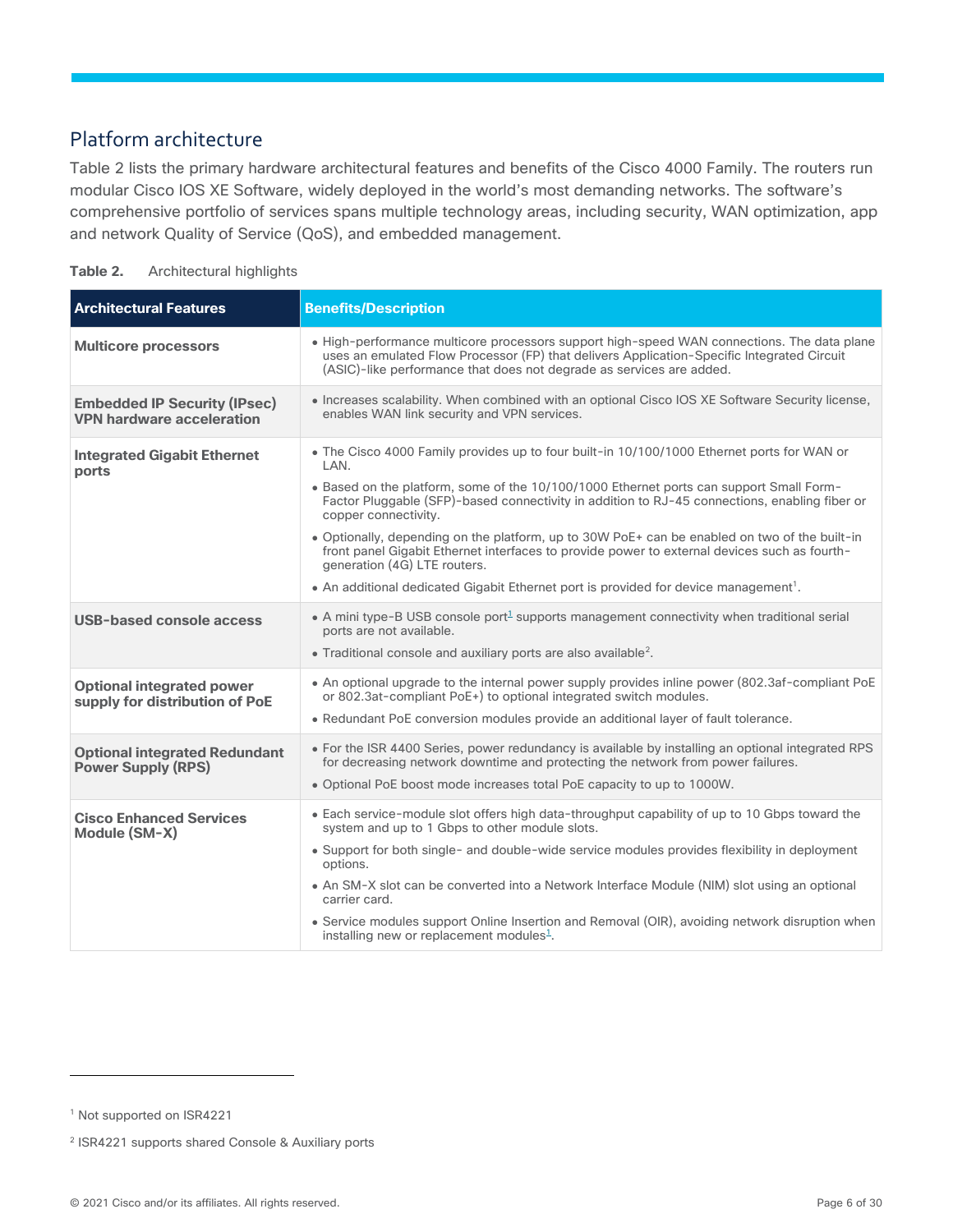## Platform architecture

Table 2 lists the primary hardware architectural features and benefits of the Cisco 4000 Family. The routers run modular Cisco IOS XE Software, widely deployed in the world's most demanding networks. The software's comprehensive portfolio of services spans multiple technology areas, including security, WAN optimization, app and network Quality of Service (QoS), and embedded management.

**Table 2.** Architectural highlights

| Architectural Features | Benefits/Description |
| --- | --- |
| **Multicore processors** | • High-performance multicore processors support high-speed WAN connections. The data plane uses an emulated Flow Processor (FP) that delivers Application-Specific Integrated Circuit (ASIC)-like performance that does not degrade as services are added. |
| **Embedded IP Security (IPsec) VPN hardware acceleration** | • Increases scalability. When combined with an optional Cisco IOS XE Software Security license, enables WAN link security and VPN services. |
| **Integrated Gigabit Ethernet ports** | • The Cisco 4000 Family provides up to four built-in 10/100/1000 Ethernet ports for WAN or LAN. <br> • Based on the platform, some of the 10/100/1000 Ethernet ports can support Small Form-Factor Pluggable (SFP)-based connectivity in addition to RJ-45 connections, enabling fiber or copper connectivity. <br> • Optionally, depending on the platform, up to 30W PoE+ can be enabled on two of the built-in front panel Gigabit Ethernet interfaces to provide power to external devices such as fourth-generation (4G) LTE routers. <br> • An additional dedicated Gigabit Ethernet port is provided for device management[1]. |
| **USB-based console access** | • A mini type-B USB console port[1] supports management connectivity when traditional serial ports are not available. <br> • Traditional console and auxiliary ports are also available[2]. |
| **Optional integrated power supply for distribution of PoE** | • An optional upgrade to the internal power supply provides inline power (802.3af-compliant PoE or 802.3at-compliant PoE+) to optional integrated switch modules. <br> • Redundant PoE conversion modules provide an additional layer of fault tolerance. |
| **Optional integrated Redundant Power Supply (RPS)** | • For the ISR 4400 Series, power redundancy is available by installing an optional integrated RPS for decreasing network downtime and protecting the network from power failures. <br> • Optional PoE boost mode increases total PoE capacity to up to 1000W. |
| **Cisco Enhanced Services Module (SM-X)** | • Each service-module slot offers high data-throughput capability of up to 10 Gbps toward the system and up to 1 Gbps to other module slots. <br> • Support for both single- and double-wide service modules provides flexibility in deployment options. <br> • An SM-X slot can be converted into a Network Interface Module (NIM) slot using an optional carrier card. <br> • Service modules support Online Insertion and Removal (OIR), avoiding network disruption when installing new or replacement modules[1]. |

[1] Not supported on ISR4221

[2] ISR4221 supports shared Console & Auxiliary ports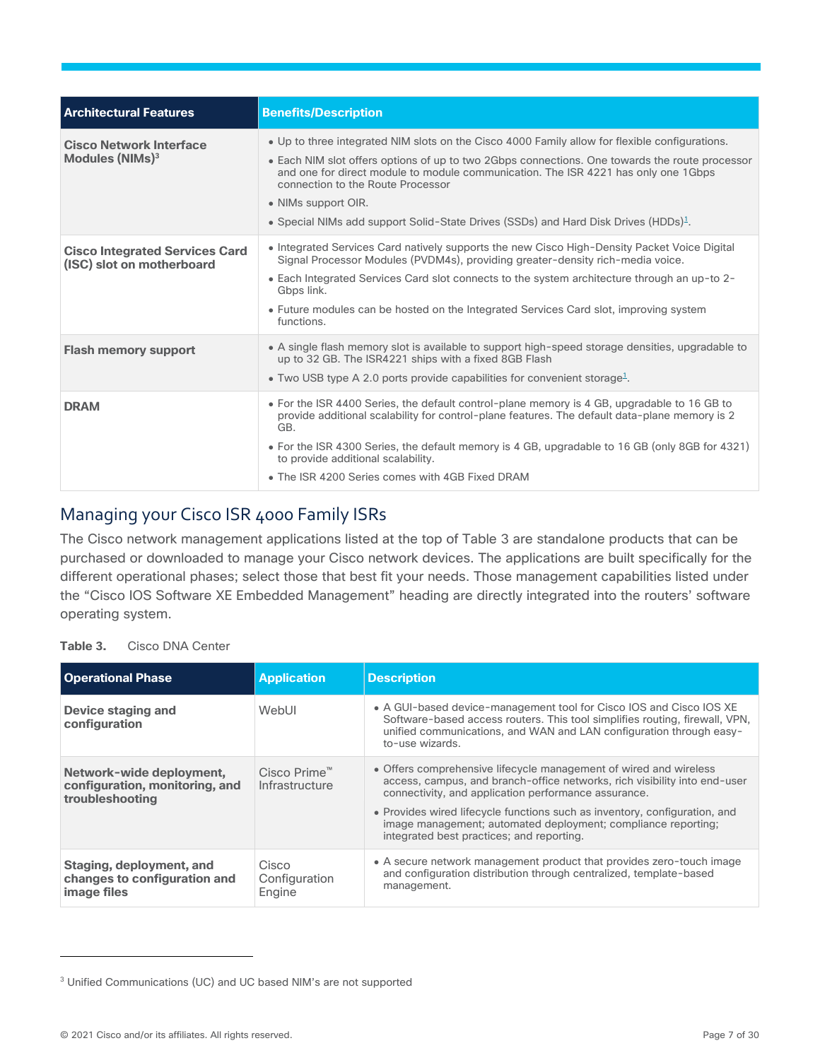| Architectural Features | Benefits/Description |
| --- | --- |
| **Cisco Network Interface Modules (NIMs)**[3] | • Up to three integrated NIM slots on the Cisco 4000 Family allow for flexible configurations.<br>• Each NIM slot offers options of up to two 2Gbps connections. One towards the route processor and one for direct module to module communication. The ISR 4221 has only one 1Gbps connection to the Route Processor<br>• NIMs support OIR.<br>• Special NIMs add support Solid-State Drives (SSDs) and Hard Disk Drives (HDDs)[1]. |
| **Cisco Integrated Services Card (ISC) slot on motherboard** | • Integrated Services Card natively supports the new Cisco High-Density Packet Voice Digital Signal Processor Modules (PVDM4s), providing greater-density rich-media voice.<br>• Each Integrated Services Card slot connects to the system architecture through an up-to 2-Gbps link.<br>• Future modules can be hosted on the Integrated Services Card slot, improving system functions. |
| **Flash memory support** | • A single flash memory slot is available to support high-speed storage densities, upgradable to up to 32 GB. The ISR4221 ships with a fixed 8GB Flash<br>• Two USB type A 2.0 ports provide capabilities for convenient storage[1]. |
| **DRAM** | • For the ISR 4400 Series, the default control-plane memory is 4 GB, upgradable to 16 GB to provide additional scalability for control-plane features. The default data-plane memory is 2 GB.<br>• For the ISR 4300 Series, the default memory is 4 GB, upgradable to 16 GB (only 8GB for 4321) to provide additional scalability.<br>• The ISR 4200 Series comes with 4GB Fixed DRAM |

## Managing your Cisco ISR 4000 Family ISRs

The Cisco network management applications listed at the top of Table 3 are standalone products that can be purchased or downloaded to manage your Cisco network devices. The applications are built specifically for the different operational phases; select those that best fit your needs. Those management capabilities listed under the "Cisco IOS Software XE Embedded Management" heading are directly integrated into the routers' software operating system.

**Table 3.** Cisco DNA Center

| Operational Phase | Application | Description |
| --- | --- | --- |
| **Device staging and configuration** | WebUI | • A GUI-based device-management tool for Cisco IOS and Cisco IOS XE Software-based access routers. This tool simplifies routing, firewall, VPN, unified communications, and WAN and LAN configuration through easy-to-use wizards. |
| **Network-wide deployment, configuration, monitoring, and troubleshooting** | Cisco Prime™ Infrastructure | • Offers comprehensive lifecycle management of wired and wireless access, campus, and branch-office networks, rich visibility into end-user connectivity, and application performance assurance.<br>• Provides wired lifecycle functions such as inventory, configuration, and image management; automated deployment; compliance reporting; integrated best practices; and reporting. |
| **Staging, deployment, and changes to configuration and image files** | Cisco Configuration Engine | • A secure network management product that provides zero-touch image and configuration distribution through centralized, template-based management. |

[3] Unified Communications (UC) and UC based NIM's are not supported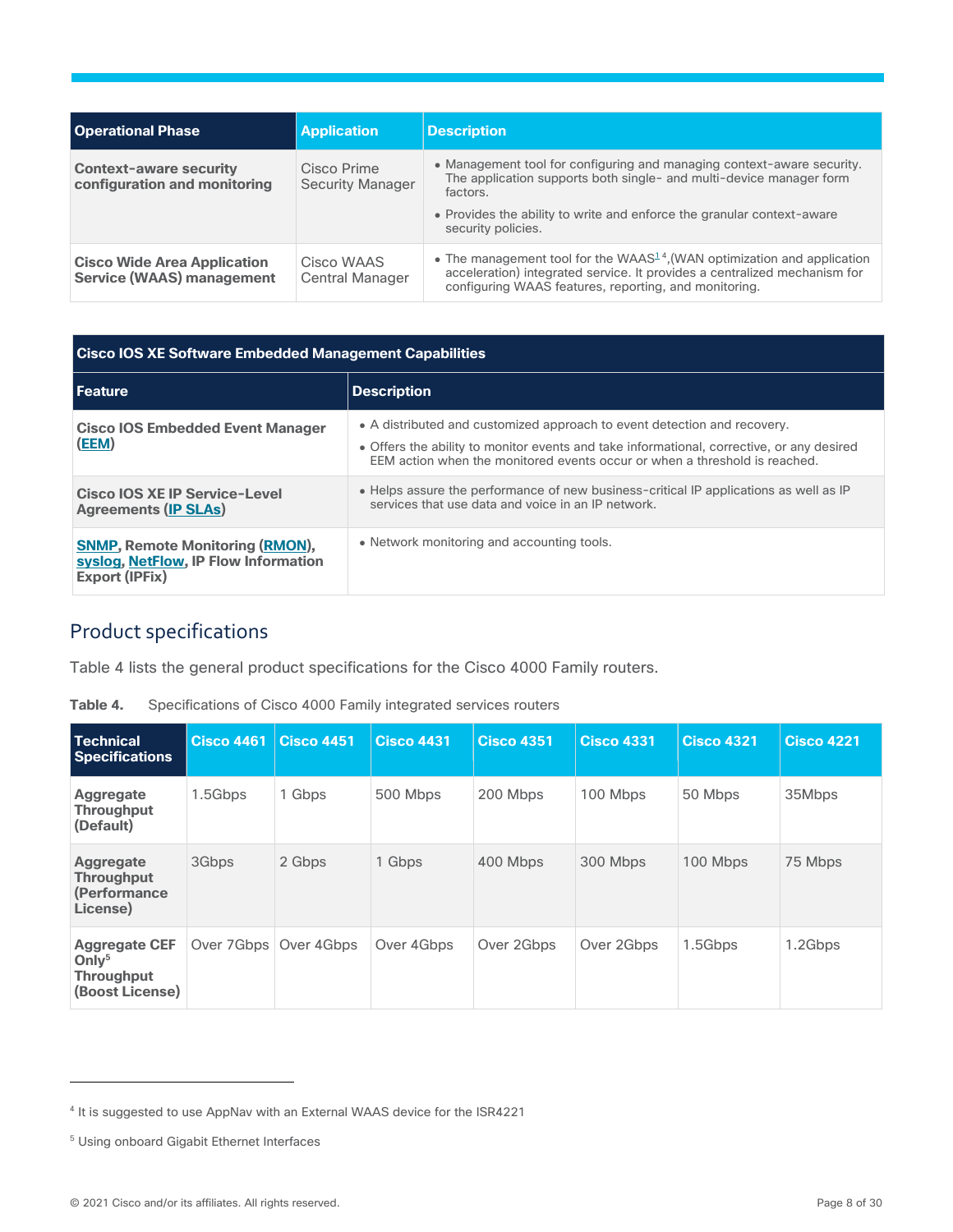| Operational Phase | Application | Description |
|---|---|---|
| **Context-aware security configuration and monitoring** | Cisco Prime Security Manager | • Management tool for configuring and managing context-aware security. The application supports both single- and multi-device manager form factors.<br>• Provides the ability to write and enforce the granular context-aware security policies. |
| **Cisco Wide Area Application Service (WAAS) management** | Cisco WAAS Central Manager | • The management tool for the WAAS[1][4],(WAN optimization and application acceleration) integrated service. It provides a centralized mechanism for configuring WAAS features, reporting, and monitoring. |

| Cisco IOS XE Software Embedded Management Capabilities | |
|---|---|
| **Feature** | **Description** |
| **Cisco IOS Embedded Event Manager (EEM)** | • A distributed and customized approach to event detection and recovery.<br>• Offers the ability to monitor events and take informational, corrective, or any desired EEM action when the monitored events occur or when a threshold is reached. |
| **Cisco IOS XE IP Service-Level Agreements (IP SLAs)** | • Helps assure the performance of new business-critical IP applications as well as IP services that use data and voice in an IP network. |
| **SNMP, Remote Monitoring (RMON), syslog, NetFlow, IP Flow Information Export (IPFix)** | • Network monitoring and accounting tools. |

## Product specifications

Table 4 lists the general product specifications for the Cisco 4000 Family routers.

**Table 4.** Specifications of Cisco 4000 Family integrated services routers

| Technical Specifications | Cisco 4461 | Cisco 4451 | Cisco 4431 | Cisco 4351 | Cisco 4331 | Cisco 4321 | Cisco 4221 |
|---|---|---|---|---|---|---|---|
| **Aggregate Throughput (Default)** | 1.5Gbps | 1 Gbps | 500 Mbps | 200 Mbps | 100 Mbps | 50 Mbps | 35Mbps |
| **Aggregate Throughput (Performance License)** | 3Gbps | 2 Gbps | 1 Gbps | 400 Mbps | 300 Mbps | 100 Mbps | 75 Mbps |
| **Aggregate CEF Only[5] Throughput (Boost License)** | Over 7Gbps | Over 4Gbps | Over 4Gbps | Over 2Gbps | Over 2Gbps | 1.5Gbps | 1.2Gbps |

[4] It is suggested to use AppNav with an External WAAS device for the ISR4221

[5] Using onboard Gigabit Ethernet Interfaces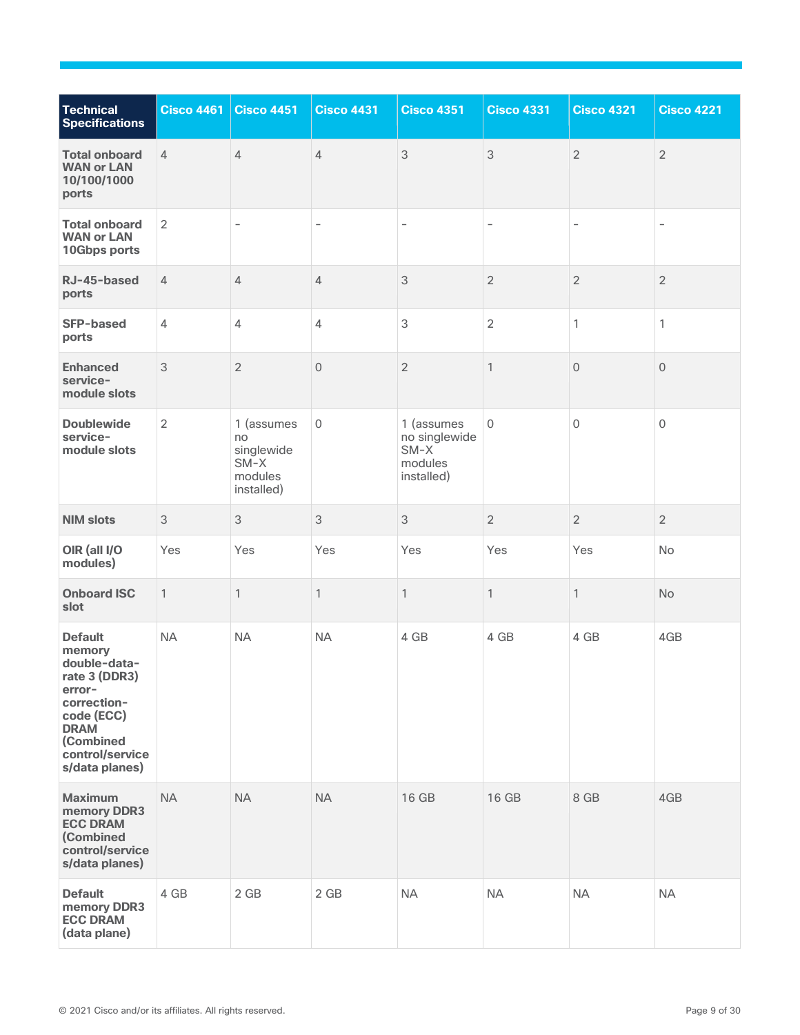| Technical Specifications | Cisco 4461 | Cisco 4451 | Cisco 4431 | Cisco 4351 | Cisco 4331 | Cisco 4321 | Cisco 4221 |
|---|---|---|---|---|---|---|---|
| **Total onboard WAN or LAN 10/100/1000 ports** | 4 | 4 | 4 | 3 | 3 | 2 | 2 |
| **Total onboard WAN or LAN 10Gbps ports** | 2 | - | - | - | - | - | - |
| **RJ-45-based ports** | 4 | 4 | 4 | 3 | 2 | 2 | 2 |
| **SFP-based ports** | 4 | 4 | 4 | 3 | 2 | 1 | 1 |
| **Enhanced service-module slots** | 3 | 2 | 0 | 2 | 1 | 0 | 0 |
| **Doublewide service-module slots** | 2 | 1 (assumes no singlewide SM-X modules installed) | 0 | 1 (assumes no singlewide SM-X modules installed) | 0 | 0 | 0 |
| **NIM slots** | 3 | 3 | 3 | 3 | 2 | 2 | 2 |
| **OIR (all I/O modules)** | Yes | Yes | Yes | Yes | Yes | Yes | No |
| **Onboard ISC slot** | 1 | 1 | 1 | 1 | 1 | 1 | No |
| **Default memory double-data-rate 3 (DDR3) error-correction-code (ECC) DRAM (Combined control/services/data planes)** | NA | NA | NA | 4 GB | 4 GB | 4 GB | 4GB |
| **Maximum memory DDR3 ECC DRAM (Combined control/services/data planes)** | NA | NA | NA | 16 GB | 16 GB | 8 GB | 4GB |
| **Default memory DDR3 ECC DRAM (data plane)** | 4 GB | 2 GB | 2 GB | NA | NA | NA | NA |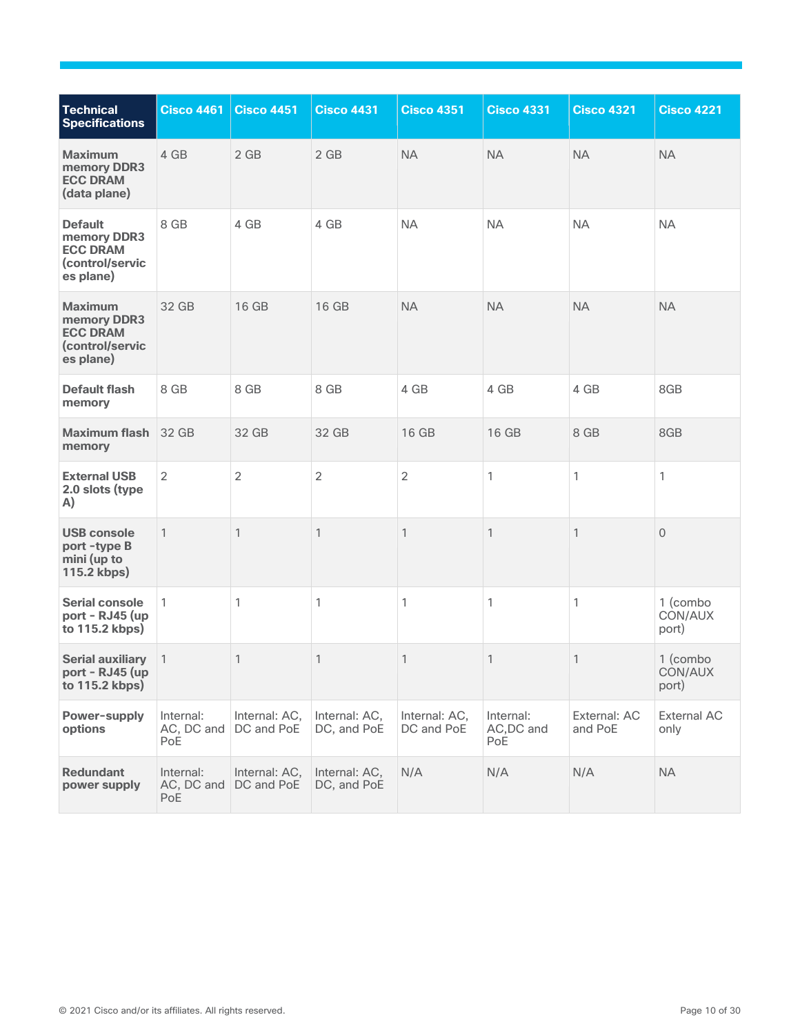| Technical Specifications | Cisco 4461 | Cisco 4451 | Cisco 4431 | Cisco 4351 | Cisco 4331 | Cisco 4321 | Cisco 4221 |
|---|---|---|---|---|---|---|---|
| **Maximum memory DDR3 ECC DRAM (data plane)** | 4 GB | 2 GB | 2 GB | NA | NA | NA | NA |
| **Default memory DDR3 ECC DRAM (control/services plane)** | 8 GB | 4 GB | 4 GB | NA | NA | NA | NA |
| **Maximum memory DDR3 ECC DRAM (control/services plane)** | 32 GB | 16 GB | 16 GB | NA | NA | NA | NA |
| **Default flash memory** | 8 GB | 8 GB | 8 GB | 4 GB | 4 GB | 4 GB | 8GB |
| **Maximum flash memory** | 32 GB | 32 GB | 32 GB | 16 GB | 16 GB | 8 GB | 8GB |
| **External USB 2.0 slots (type A)** | 2 | 2 | 2 | 2 | 1 | 1 | 1 |
| **USB console port -type B mini (up to 115.2 kbps)** | 1 | 1 | 1 | 1 | 1 | 1 | 0 |
| **Serial console port - RJ45 (up to 115.2 kbps)** | 1 | 1 | 1 | 1 | 1 | 1 | 1 (combo CON/AUX port) |
| **Serial auxiliary port - RJ45 (up to 115.2 kbps)** | 1 | 1 | 1 | 1 | 1 | 1 | 1 (combo CON/AUX port) |
| **Power-supply options** | Internal: AC, DC and PoE | Internal: AC, DC and PoE | Internal: AC, DC, and PoE | Internal: AC, DC and PoE | Internal: AC,DC and PoE | External: AC and PoE | External AC only |
| **Redundant power supply** | Internal: AC, DC and PoE | Internal: AC, DC and PoE | Internal: AC, DC, and PoE | N/A | N/A | N/A | NA |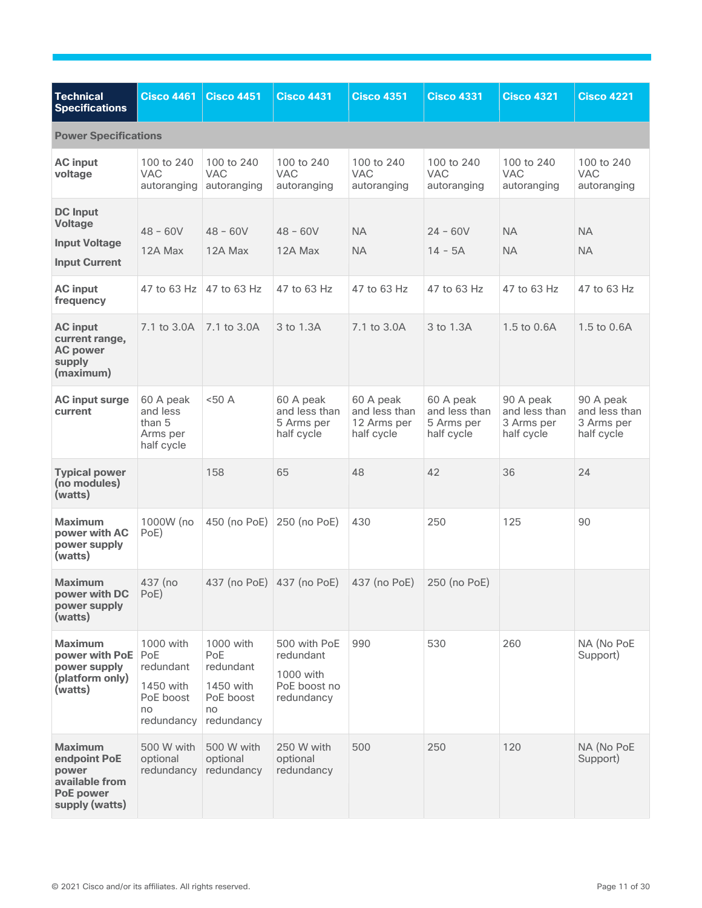| Technical Specifications | Cisco 4461 | Cisco 4451 | Cisco 4431 | Cisco 4351 | Cisco 4331 | Cisco 4321 | Cisco 4221 |
|---|---|---|---|---|---|---|---|
| **Power Specifications** | | | | | | | |
| **AC input voltage** | 100 to 240 VAC autoranging | 100 to 240 VAC autoranging | 100 to 240 VAC autoranging | 100 to 240 VAC autoranging | 100 to 240 VAC autoranging | 100 to 240 VAC autoranging | 100 to 240 VAC autoranging |
| **DC Input Voltage** <br> **Input Voltage** <br> **Input Current** | 48 - 60V <br> 12A Max | 48 - 60V <br> 12A Max | 48 - 60V <br> 12A Max | NA <br> NA | 24 - 60V <br> 14 - 5A | NA <br> NA | NA <br> NA |
| **AC input frequency** | 47 to 63 Hz | 47 to 63 Hz | 47 to 63 Hz | 47 to 63 Hz | 47 to 63 Hz | 47 to 63 Hz | 47 to 63 Hz |
| **AC input current range, AC power supply (maximum)** | 7.1 to 3.0A | 7.1 to 3.0A | 3 to 1.3A | 7.1 to 3.0A | 3 to 1.3A | 1.5 to 0.6A | 1.5 to 0.6A |
| **AC input surge current** | 60 A peak and less than 5 Arms per half cycle | <50 A | 60 A peak and less than 5 Arms per half cycle | 60 A peak and less than 12 Arms per half cycle | 60 A peak and less than 5 Arms per half cycle | 90 A peak and less than 3 Arms per half cycle | 90 A peak and less than 3 Arms per half cycle |
| **Typical power (no modules) (watts)** | | 158 | 65 | 48 | 42 | 36 | 24 |
| **Maximum power with AC power supply (watts)** | 1000W (no PoE) | 450 (no PoE) | 250 (no PoE) | 430 | 250 | 125 | 90 |
| **Maximum power with DC power supply (watts)** | 437 (no PoE) | 437 (no PoE) | 437 (no PoE) | 437 (no PoE) | 250 (no PoE) | | |
| **Maximum power with PoE power supply (platform only) (watts)** | 1000 with PoE redundant <br> 1450 with PoE boost no redundancy | 1000 with PoE redundant <br> 1450 with PoE boost no redundancy | 500 with PoE redundant <br> 1000 with PoE boost no redundancy | 990 | 530 | 260 | NA (No PoE Support) |
| **Maximum endpoint PoE power available from PoE power supply (watts)** | 500 W with optional redundancy | 500 W with optional redundancy | 250 W with optional redundancy | 500 | 250 | 120 | NA (No PoE Support) |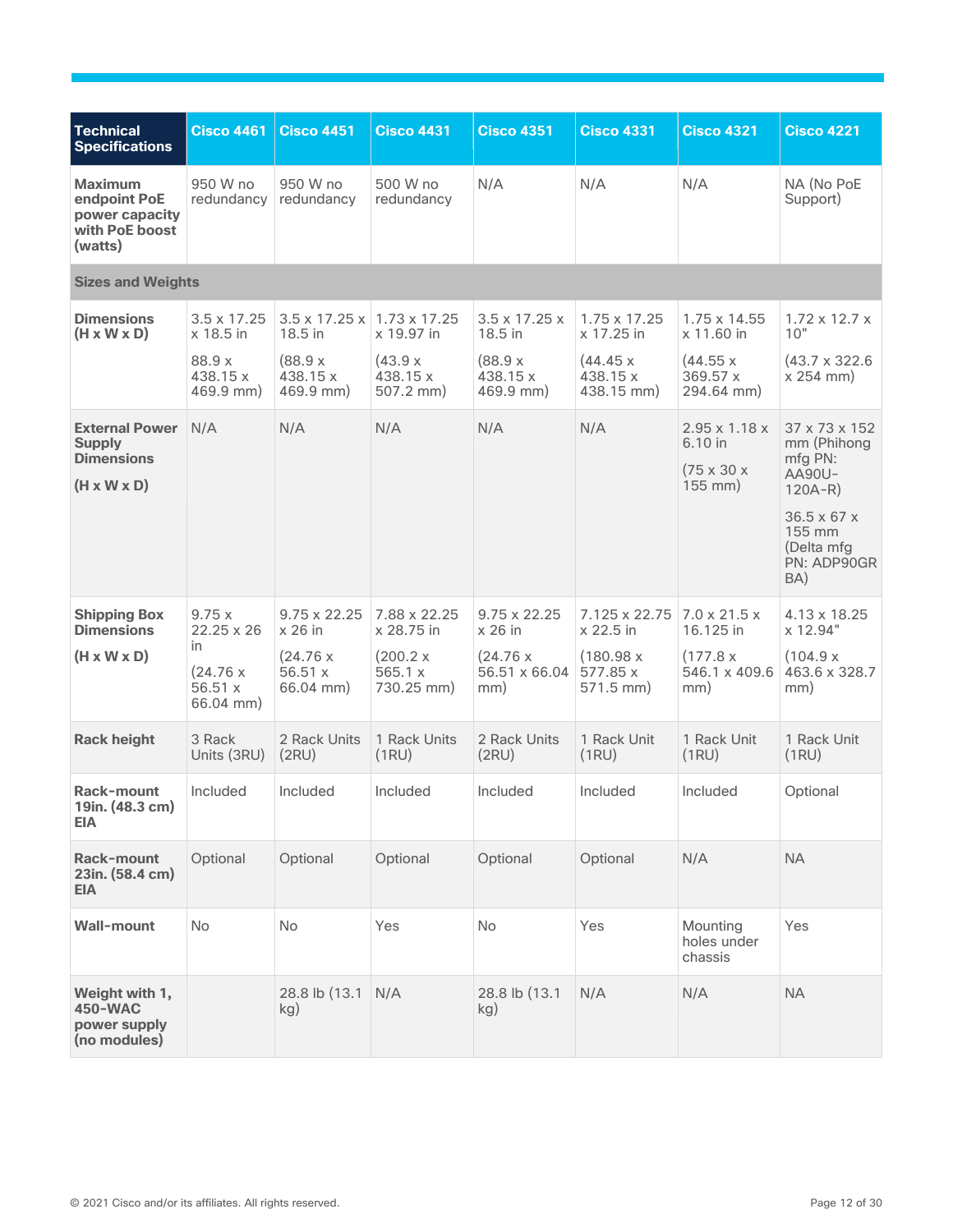| Technical Specifications | Cisco 4461 | Cisco 4451 | Cisco 4431 | Cisco 4351 | Cisco 4331 | Cisco 4321 | Cisco 4221 |
|---|---|---|---|---|---|---|---|
| Maximum endpoint PoE power capacity with PoE boost (watts) | 950 W no redundancy | 950 W no redundancy | 500 W no redundancy | N/A | N/A | N/A | NA (No PoE Support) |
| **Sizes and Weights** | | | | | | | |
| Dimensions (H x W x D) | 3.5 x 17.25 x 18.5 in<br>88.9 x 438.15 x 469.9 mm) | 3.5 x 17.25 x 18.5 in<br>(88.9 x 438.15 x 469.9 mm) | 1.73 x 17.25 x 19.97 in<br>(43.9 x 438.15 x 507.2 mm) | 3.5 x 17.25 x 18.5 in<br>(88.9 x 438.15 x 469.9 mm) | 1.75 x 17.25 x 17.25 in<br>(44.45 x 438.15 x 438.15 mm) | 1.75 x 14.55 x 11.60 in<br>(44.55 x 369.57 x 294.64 mm) | 1.72 x 12.7 x 10"<br>(43.7 x 322.6 x 254 mm) |
| External Power Supply Dimensions<br>(H x W x D) | N/A | N/A | N/A | N/A | N/A | 2.95 x 1.18 x 6.10 in<br>(75 x 30 x 155 mm) | 37 x 73 x 152 mm (Phihong mfg PN: AA90U-120A-R)<br>36.5 x 67 x 155 mm (Delta mfg PN: ADP90GRBA) |
| Shipping Box Dimensions<br>(H x W x D) | 9.75 x 22.25 x 26 in<br>(24.76 x 56.51 x 66.04 mm) | 9.75 x 22.25 x 26 in<br>(24.76 x 56.51 x 66.04 mm) | 7.88 x 22.25 x 28.75 in<br>(200.2 x 565.1 x 730.25 mm) | 9.75 x 22.25 x 26 in<br>(24.76 x 56.51 x 66.04 mm) | 7.125 x 22.75 x 22.5 in<br>(180.98 x 577.85 x 571.5 mm) | 7.0 x 21.5 x 16.125 in<br>(177.8 x 546.1 x 409.6 mm) | 4.13 x 18.25 x 12.94"<br>(104.9 x 463.6 x 328.7 mm) |
| Rack height | 3 Rack Units (3RU) | 2 Rack Units (2RU) | 1 Rack Units (1RU) | 2 Rack Units (2RU) | 1 Rack Unit (1RU) | 1 Rack Unit (1RU) | 1 Rack Unit (1RU) |
| Rack-mount 19in. (48.3 cm) EIA | Included | Included | Included | Included | Included | Included | Optional |
| Rack-mount 23in. (58.4 cm) EIA | Optional | Optional | Optional | Optional | Optional | N/A | NA |
| Wall-mount | No | No | Yes | No | Yes | Mounting holes under chassis | Yes |
| Weight with 1, 450-WAC power supply (no modules) | | 28.8 lb (13.1 kg) | N/A | 28.8 lb (13.1 kg) | N/A | N/A | NA |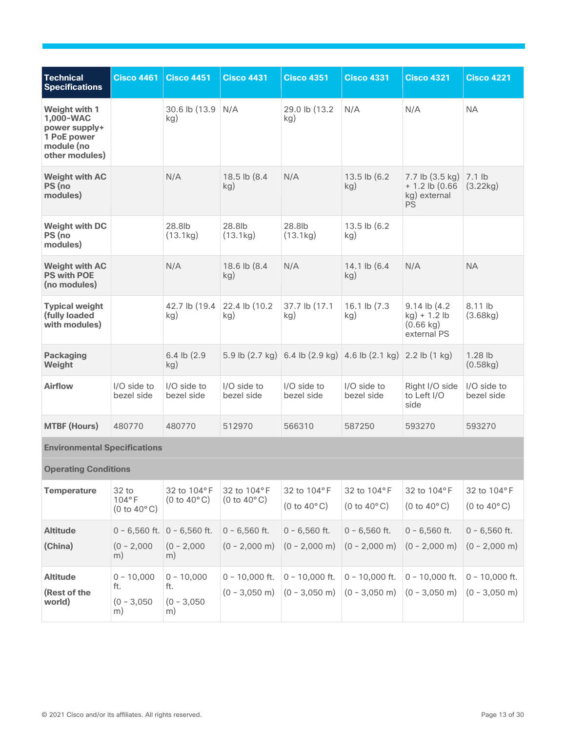| Technical Specifications | Cisco 4461 | Cisco 4451 | Cisco 4431 | Cisco 4351 | Cisco 4331 | Cisco 4321 | Cisco 4221 |
|---|---|---|---|---|---|---|---|
| **Weight with 1 1,000-WAC power supply+ 1 PoE power module (no other modules)** | | 30.6 lb (13.9 kg) | N/A | 29.0 lb (13.2 kg) | N/A | N/A | NA |
| **Weight with AC PS (no modules)** | | N/A | 18.5 lb (8.4 kg) | N/A | 13.5 lb (6.2 kg) | 7.7 lb (3.5 kg) + 1.2 lb (0.66 kg) external PS | 7.1 lb (3.22kg) |
| **Weight with DC PS (no modules)** | | 28.8lb (13.1kg) | 28.8lb (13.1kg) | 28.8lb (13.1kg) | 13.5 lb (6.2 kg) | | |
| **Weight with AC PS with POE (no modules)** | | N/A | 18.6 lb (8.4 kg) | N/A | 14.1 lb (6.4 kg) | N/A | NA |
| **Typical weight (fully loaded with modules)** | | 42.7 lb (19.4 kg) | 22.4 lb (10.2 kg) | 37.7 lb (17.1 kg) | 16.1 lb (7.3 kg) | 9.14 lb (4.2 kg) + 1.2 lb (0.66 kg) external PS | 8.11 lb (3.68kg) |
| **Packaging Weight** | | 6.4 lb (2.9 kg) | 5.9 lb (2.7 kg) | 6.4 lb (2.9 kg) | 4.6 lb (2.1 kg) | 2.2 lb (1 kg) | 1.28 lb (0.58kg) |
| **Airflow** | I/O side to bezel side | I/O side to bezel side | I/O side to bezel side | I/O side to bezel side | I/O side to bezel side | Right I/O side to Left I/O side | I/O side to bezel side |
| **MTBF (Hours)** | 480770 | 480770 | 512970 | 566310 | 587250 | 593270 | 593270 |
| **Environmental Specifications** | | | | | | | |
| **Operating Conditions** | | | | | | | |
| **Temperature** | 32 to 104°F (0 to 40°C) | 32 to 104°F (0 to 40°C) | 32 to 104°F (0 to 40°C) | 32 to 104°F (0 to 40°C) | 32 to 104°F (0 to 40°C) | 32 to 104°F (0 to 40°C) | 32 to 104°F (0 to 40°C) |
| **Altitude (China)** | 0 - 6,560 ft. (0 - 2,000 m) | 0 - 6,560 ft. (0 - 2,000 m) | 0 - 6,560 ft. (0 - 2,000 m) | 0 - 6,560 ft. (0 - 2,000 m) | 0 - 6,560 ft. (0 - 2,000 m) | 0 - 6,560 ft. (0 - 2,000 m) | 0 - 6,560 ft. (0 - 2,000 m) |
| **Altitude (Rest of the world)** | 0 - 10,000 ft. (0 - 3,050 m) | 0 - 10,000 ft. (0 - 3,050 m) | 0 - 10,000 ft. (0 - 3,050 m) | 0 - 10,000 ft. (0 - 3,050 m) | 0 - 10,000 ft. (0 - 3,050 m) | 0 - 10,000 ft. (0 - 3,050 m) | 0 - 10,000 ft. (0 - 3,050 m) |

© 2021 Cisco and/or its affiliates. All rights reserved.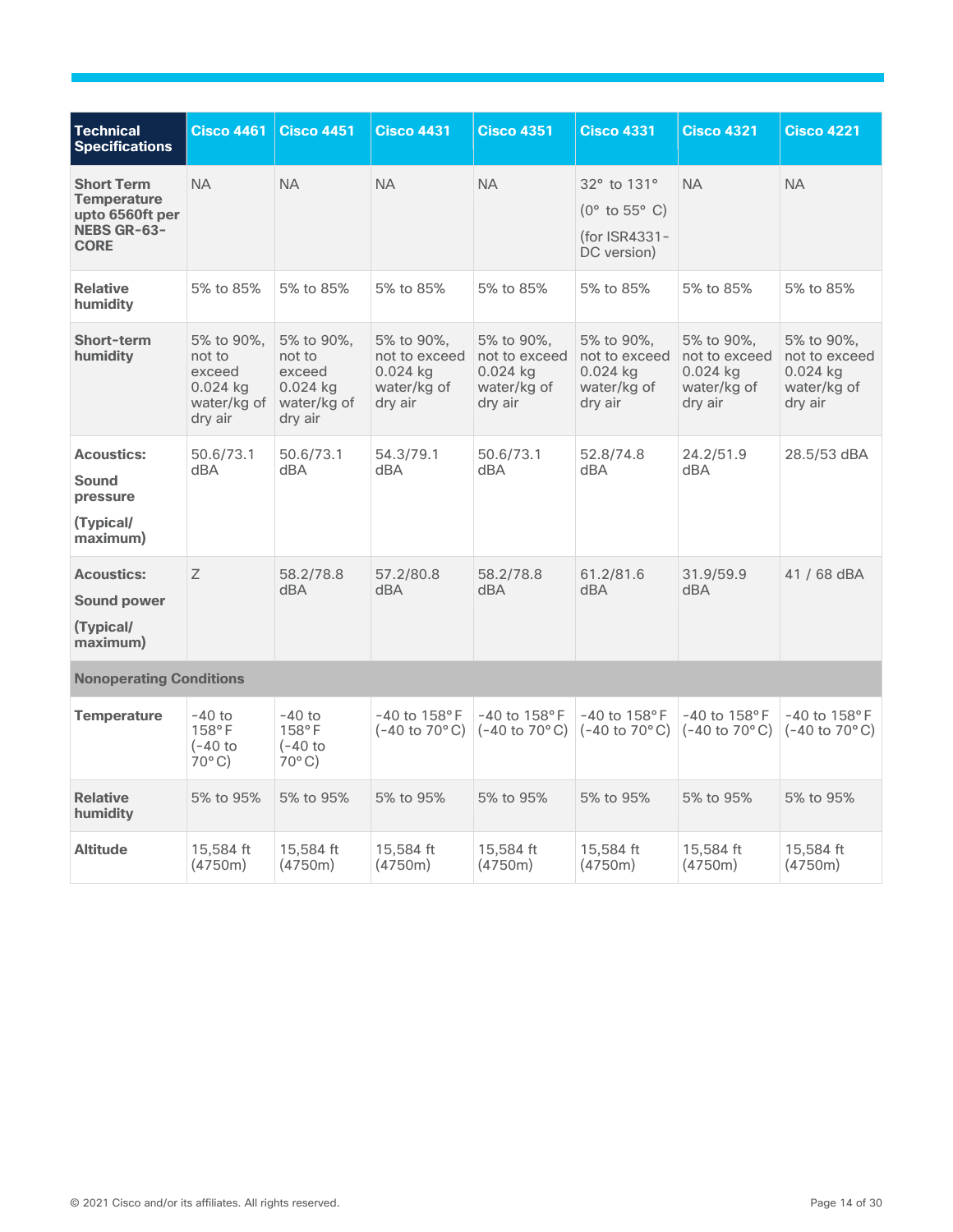| Technical Specifications | Cisco 4461 | Cisco 4451 | Cisco 4431 | Cisco 4351 | Cisco 4331 | Cisco 4321 | Cisco 4221 |
|---|---|---|---|---|---|---|---|
| **Short Term Temperature upto 6560ft per NEBS GR-63-CORE** | NA | NA | NA | NA | 32° to 131° (0° to 55° C) (for ISR4331-DC version) | NA | NA |
| **Relative humidity** | 5% to 85% | 5% to 85% | 5% to 85% | 5% to 85% | 5% to 85% | 5% to 85% | 5% to 85% |
| **Short-term humidity** | 5% to 90%, not to exceed 0.024 kg water/kg of dry air | 5% to 90%, not to exceed 0.024 kg water/kg of dry air | 5% to 90%, not to exceed 0.024 kg water/kg of dry air | 5% to 90%, not to exceed 0.024 kg water/kg of dry air | 5% to 90%, not to exceed 0.024 kg water/kg of dry air | 5% to 90%, not to exceed 0.024 kg water/kg of dry air | 5% to 90%, not to exceed 0.024 kg water/kg of dry air |
| **Acoustics: Sound pressure (Typical/ maximum)** | 50.6/73.1 dBA | 50.6/73.1 dBA | 54.3/79.1 dBA | 50.6/73.1 dBA | 52.8/74.8 dBA | 24.2/51.9 dBA | 28.5/53 dBA |
| **Acoustics: Sound power (Typical/ maximum)** | Z | 58.2/78.8 dBA | 57.2/80.8 dBA | 58.2/78.8 dBA | 61.2/81.6 dBA | 31.9/59.9 dBA | 41 / 68 dBA |
| **Nonoperating Conditions** | | | | | | | |
| **Temperature** | -40 to 158°F (-40 to 70°C) | -40 to 158°F (-40 to 70°C) | -40 to 158°F (-40 to 70°C) | -40 to 158°F (-40 to 70°C) | -40 to 158°F (-40 to 70°C) | -40 to 158°F (-40 to 70°C) | -40 to 158°F (-40 to 70°C) |
| **Relative humidity** | 5% to 95% | 5% to 95% | 5% to 95% | 5% to 95% | 5% to 95% | 5% to 95% | 5% to 95% |
| **Altitude** | 15,584 ft (4750m) | 15,584 ft (4750m) | 15,584 ft (4750m) | 15,584 ft (4750m) | 15,584 ft (4750m) | 15,584 ft (4750m) | 15,584 ft (4750m) |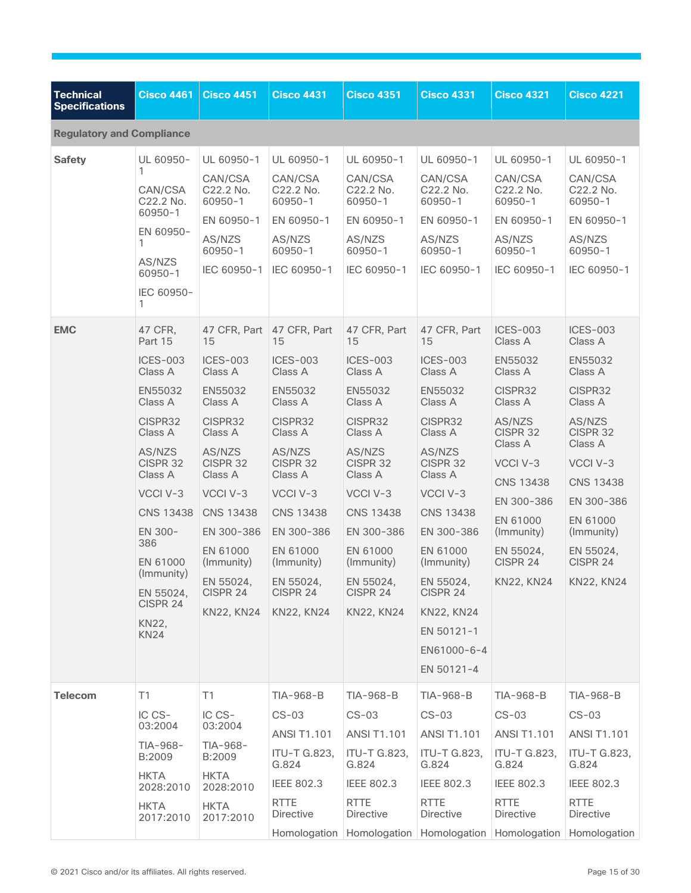| Technical Specifications | Cisco 4461 | Cisco 4451 | Cisco 4431 | Cisco 4351 | Cisco 4331 | Cisco 4321 | Cisco 4221 |
| --- | --- | --- | --- | --- | --- | --- | --- |
| **Regulatory and Compliance** | | | | | | | |
| **Safety** | UL 60950-1<br>CAN/CSA C22.2 No. 60950-1<br>EN 60950-1<br>AS/NZS 60950-1<br>IEC 60950-1 | UL 60950-1<br>CAN/CSA C22.2 No. 60950-1<br>EN 60950-1<br>AS/NZS 60950-1<br>IEC 60950-1 | UL 60950-1<br>CAN/CSA C22.2 No. 60950-1<br>EN 60950-1<br>AS/NZS 60950-1<br>IEC 60950-1 | UL 60950-1<br>CAN/CSA C22.2 No. 60950-1<br>EN 60950-1<br>AS/NZS 60950-1<br>IEC 60950-1 | UL 60950-1<br>CAN/CSA C22.2 No. 60950-1<br>EN 60950-1<br>AS/NZS 60950-1<br>IEC 60950-1 | UL 60950-1<br>CAN/CSA C22.2 No. 60950-1<br>EN 60950-1<br>AS/NZS 60950-1<br>IEC 60950-1 | UL 60950-1<br>CAN/CSA C22.2 No. 60950-1<br>EN 60950-1<br>AS/NZS 60950-1<br>IEC 60950-1 |
| **EMC** | 47 CFR, Part 15<br>ICES-003 Class A<br>EN55032 Class A<br>CISPR32 Class A<br>AS/NZS CISPR 32 Class A<br>VCCI V-3<br>CNS 13438<br>EN 300-386<br>EN 61000 (Immunity)<br>EN 55024, CISPR 24<br>KN22, KN24 | 47 CFR, Part 15<br>ICES-003 Class A<br>EN55032 Class A<br>CISPR32 Class A<br>AS/NZS CISPR 32 Class A<br>VCCI V-3<br>CNS 13438<br>EN 300-386<br>EN 61000 (Immunity)<br>EN 55024, CISPR 24<br>KN22, KN24 | 47 CFR, Part 15<br>ICES-003 Class A<br>EN55032 Class A<br>CISPR32 Class A<br>AS/NZS CISPR 32 Class A<br>VCCI V-3<br>CNS 13438<br>EN 300-386<br>EN 61000 (Immunity)<br>EN 55024, CISPR 24<br>KN22, KN24 | 47 CFR, Part 15<br>ICES-003 Class A<br>EN55032 Class A<br>CISPR32 Class A<br>AS/NZS CISPR 32 Class A<br>VCCI V-3<br>CNS 13438<br>EN 300-386<br>EN 61000 (Immunity)<br>EN 55024, CISPR 24<br>KN22, KN24 | 47 CFR, Part 15<br>ICES-003 Class A<br>EN55032 Class A<br>CISPR32 Class A<br>AS/NZS CISPR 32 Class A<br>VCCI V-3<br>CNS 13438<br>EN 300-386<br>EN 61000 (Immunity)<br>EN 55024, CISPR 24<br>KN22, KN24<br>EN 50121-1<br>EN61000-6-4<br>EN 50121-4 | ICES-003 Class A<br>EN55032 Class A<br>CISPR32 Class A<br>AS/NZS CISPR 32 Class A<br>VCCI V-3<br>CNS 13438<br>EN 300-386<br>EN 61000 (Immunity)<br>EN 55024, CISPR 24<br>KN22, KN24 | ICES-003 Class A<br>EN55032 Class A<br>CISPR32 Class A<br>AS/NZS CISPR 32 Class A<br>VCCI V-3<br>CNS 13438<br>EN 300-386<br>EN 61000 (Immunity)<br>EN 55024, CISPR 24<br>KN22, KN24 |
| **Telecom** | T1<br>IC CS-03:2004<br>TIA-968-B:2009<br>HKTA 2028:2010<br>HKTA 2017:2010 | T1<br>IC CS-03:2004<br>TIA-968-B:2009<br>HKTA 2028:2010<br>HKTA 2017:2010 | TIA-968-B<br>CS-03<br>ANSI T1.101<br>ITU-T G.823, G.824<br>IEEE 802.3<br>RTTE Directive<br>Homologation | TIA-968-B<br>CS-03<br>ANSI T1.101<br>ITU-T G.823, G.824<br>IEEE 802.3<br>RTTE Directive<br>Homologation | TIA-968-B<br>CS-03<br>ANSI T1.101<br>ITU-T G.823, G.824<br>IEEE 802.3<br>RTTE Directive<br>Homologation | TIA-968-B<br>CS-03<br>ANSI T1.101<br>ITU-T G.823, G.824<br>IEEE 802.3<br>RTTE Directive<br>Homologation | TIA-968-B<br>CS-03<br>ANSI T1.101<br>ITU-T G.823, G.824<br>IEEE 802.3<br>RTTE Directive<br>Homologation |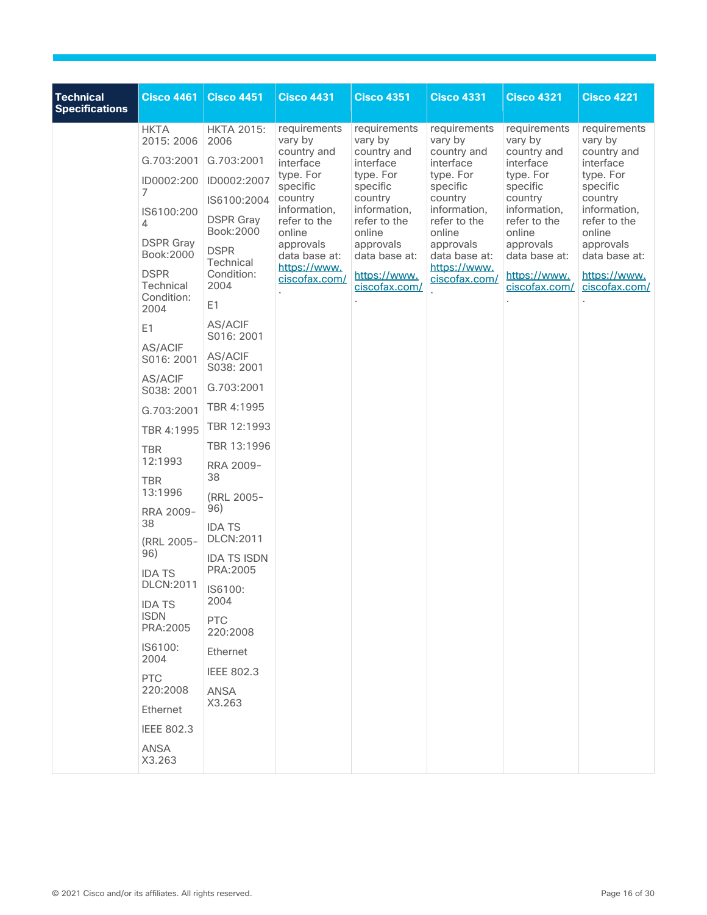| Technical Specifications | Cisco 4461 | Cisco 4451 | Cisco 4431 | Cisco 4351 | Cisco 4331 | Cisco 4321 | Cisco 4221 |
|---|---|---|---|---|---|---|---|
| | HKTA 2015: 2006<br>G.703:2001<br>ID0002:2007<br>IS6100:2004<br>DSPR Gray Book:2000<br>DSPR Technical Condition: 2004<br>E1<br>AS/ACIF S016: 2001<br>AS/ACIF S038: 2001<br>G.703:2001<br>TBR 4:1995<br>TBR 12:1993<br>TBR 13:1996<br>RRA 2009-38<br>(RRL 2005-96)<br>IDA TS DLCN:2011<br>IDA TS ISDN PRA:2005<br>IS6100: 2004<br>PTC 220:2008<br>Ethernet<br>IEEE 802.3<br>ANSA X3.263 | HKTA 2015: 2006<br>G.703:2001<br>ID0002:2007<br>IS6100:2004<br>DSPR Gray Book:2000<br>DSPR Technical Condition: 2004<br>E1<br>AS/ACIF S016: 2001<br>AS/ACIF S038: 2001<br>G.703:2001<br>TBR 4:1995<br>TBR 12:1993<br>TBR 13:1996<br>RRA 2009-38<br>(RRL 2005-96)<br>IDA TS DLCN:2011<br>IDA TS ISDN PRA:2005<br>IS6100: 2004<br>PTC 220:2008<br>Ethernet<br>IEEE 802.3<br>ANSA X3.263 | requirements vary by country and interface type. For specific country information, refer to the online approvals data base at: https://www.ciscofax.com/. | requirements vary by country and interface type. For specific country information, refer to the online approvals data base at: https://www.ciscofax.com/. | requirements vary by country and interface type. For specific country information, refer to the online approvals data base at: https://www.ciscofax.com/. | requirements vary by country and interface type. For specific country information, refer to the online approvals data base at: https://www.ciscofax.com/. | requirements vary by country and interface type. For specific country information, refer to the online approvals data base at: https://www.ciscofax.com/. |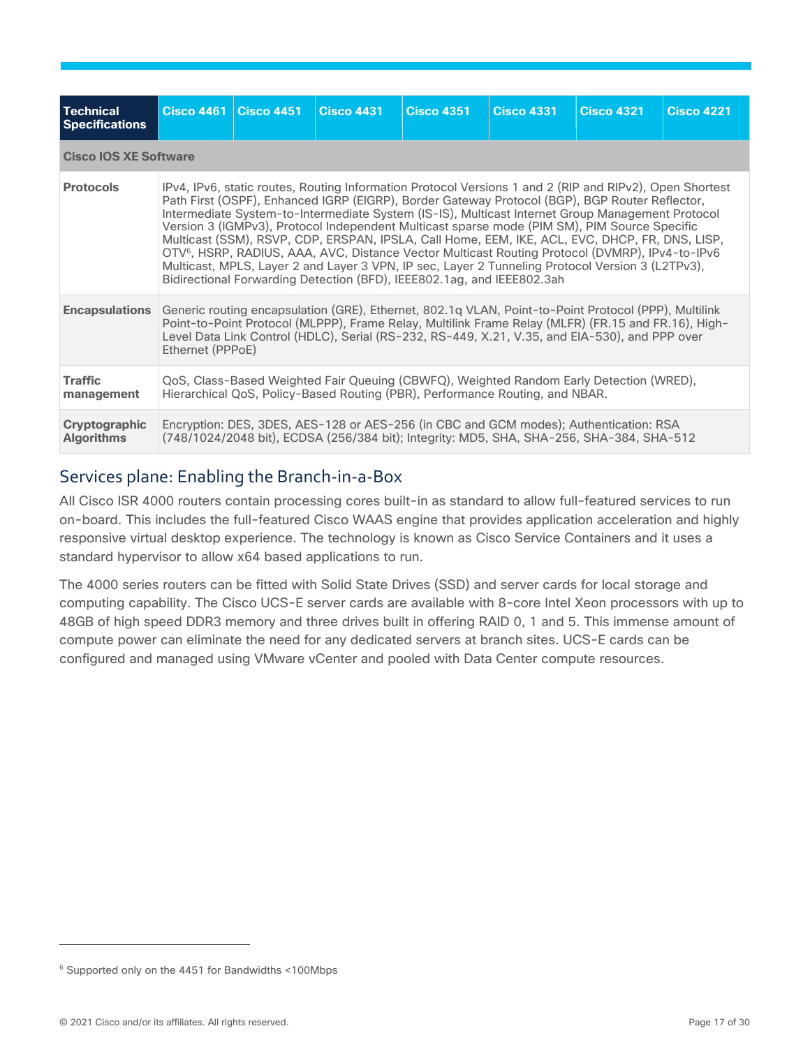| Technical Specifications | Cisco 4461 | Cisco 4451 | Cisco 4431 | Cisco 4351 | Cisco 4331 | Cisco 4321 | Cisco 4221 |
|---|---|---|---|---|---|---|---|
| **Cisco IOS XE Software** | | | | | | | |
| **Protocols** | IPv4, IPv6, static routes, Routing Information Protocol Versions 1 and 2 (RIP and RIPv2), Open Shortest Path First (OSPF), Enhanced IGRP (EIGRP), Border Gateway Protocol (BGP), BGP Router Reflector, Intermediate System-to-Intermediate System (IS-IS), Multicast Internet Group Management Protocol Version 3 (IGMPv3), Protocol Independent Multicast sparse mode (PIM SM), PIM Source Specific Multicast (SSM), RSVP, CDP, ERSPAN, IPSLA, Call Home, EEM, IKE, ACL, EVC, DHCP, FR, DNS, LISP, OTV[6], HSRP, RADIUS, AAA, AVC, Distance Vector Multicast Routing Protocol (DVMRP), IPv4-to-IPv6 Multicast, MPLS, Layer 2 and Layer 3 VPN, IP sec, Layer 2 Tunneling Protocol Version 3 (L2TPv3), Bidirectional Forwarding Detection (BFD), IEEE802.1ag, and IEEE802.3ah | | | | | | |
| **Encapsulations** | Generic routing encapsulation (GRE), Ethernet, 802.1q VLAN, Point-to-Point Protocol (PPP), Multilink Point-to-Point Protocol (MLPPP), Frame Relay, Multilink Frame Relay (MLFR) (FR.15 and FR.16), High-Level Data Link Control (HDLC), Serial (RS-232, RS-449, X.21, V.35, and EIA-530), and PPP over Ethernet (PPPoE) | | | | | | |
| **Traffic management** | QoS, Class-Based Weighted Fair Queuing (CBWFQ), Weighted Random Early Detection (WRED), Hierarchical QoS, Policy-Based Routing (PBR), Performance Routing, and NBAR. | | | | | | |
| **Cryptographic Algorithms** | Encryption: DES, 3DES, AES-128 or AES-256 (in CBC and GCM modes); Authentication: RSA (748/1024/2048 bit), ECDSA (256/384 bit); Integrity: MD5, SHA, SHA-256, SHA-384, SHA-512 | | | | | | |

## Services plane: Enabling the Branch-in-a-Box

All Cisco ISR 4000 routers contain processing cores built-in as standard to allow full-featured services to run on-board. This includes the full-featured Cisco WAAS engine that provides application acceleration and highly responsive virtual desktop experience. The technology is known as Cisco Service Containers and it uses a standard hypervisor to allow x64 based applications to run.

The 4000 series routers can be fitted with Solid State Drives (SSD) and server cards for local storage and computing capability. The Cisco UCS-E server cards are available with 8-core Intel Xeon processors with up to 48GB of high speed DDR3 memory and three drives built in offering RAID 0, 1 and 5. This immense amount of compute power can eliminate the need for any dedicated servers at branch sites. UCS-E cards can be configured and managed using VMware vCenter and pooled with Data Center compute resources.

---

[6] Supported only on the 4451 for Bandwidths <100Mbps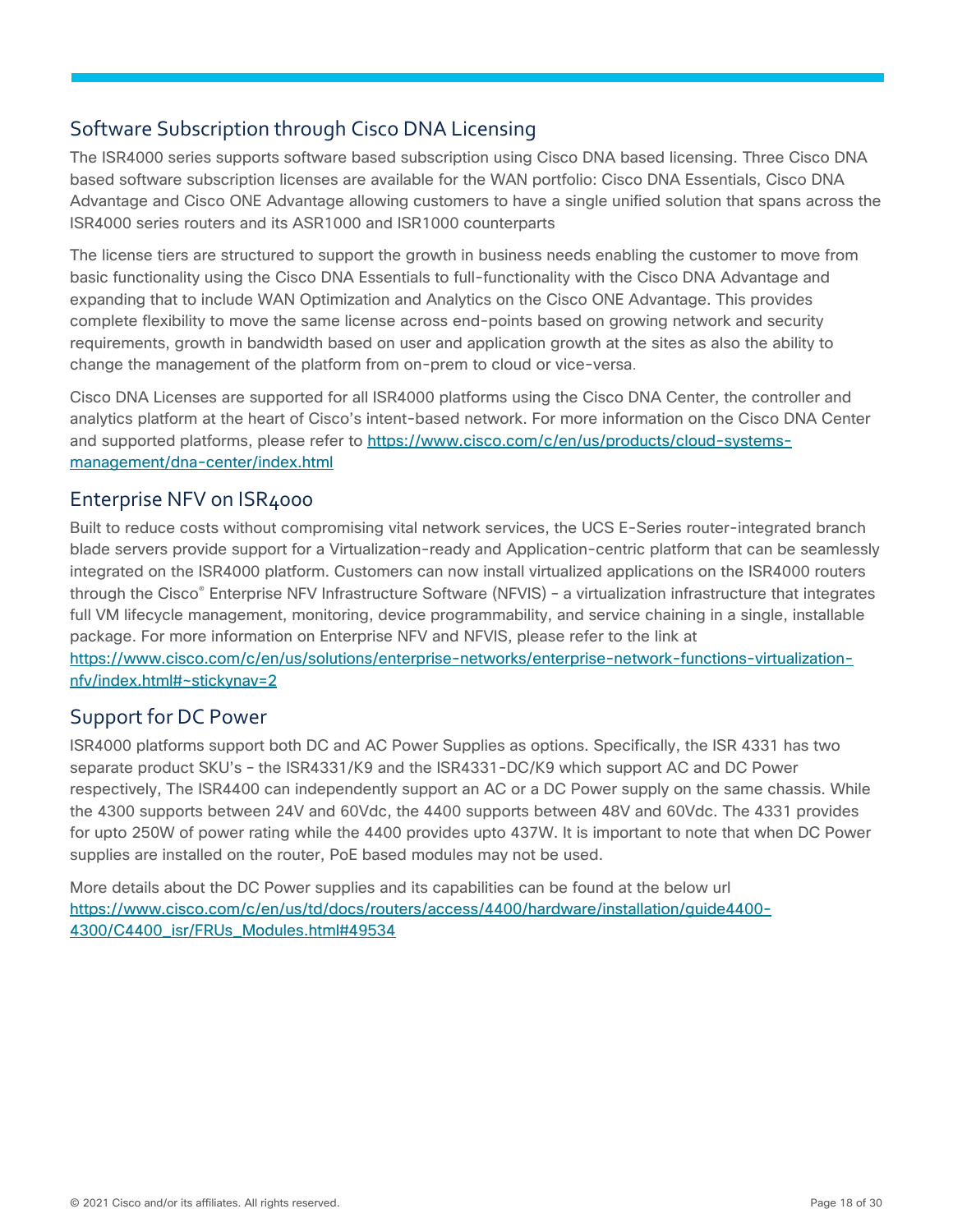## Software Subscription through Cisco DNA Licensing

The ISR4000 series supports software based subscription using Cisco DNA based licensing. Three Cisco DNA based software subscription licenses are available for the WAN portfolio: Cisco DNA Essentials, Cisco DNA Advantage and Cisco ONE Advantage allowing customers to have a single unified solution that spans across the ISR4000 series routers and its ASR1000 and ISR1000 counterparts

The license tiers are structured to support the growth in business needs enabling the customer to move from basic functionality using the Cisco DNA Essentials to full-functionality with the Cisco DNA Advantage and expanding that to include WAN Optimization and Analytics on the Cisco ONE Advantage. This provides complete flexibility to move the same license across end-points based on growing network and security requirements, growth in bandwidth based on user and application growth at the sites as also the ability to change the management of the platform from on-prem to cloud or vice-versa.

Cisco DNA Licenses are supported for all ISR4000 platforms using the Cisco DNA Center, the controller and analytics platform at the heart of Cisco's intent-based network. For more information on the Cisco DNA Center and supported platforms, please refer to https://www.cisco.com/c/en/us/products/cloud-systems-management/dna-center/index.html

## Enterprise NFV on ISR4000

Built to reduce costs without compromising vital network services, the UCS E-Series router-integrated branch blade servers provide support for a Virtualization-ready and Application-centric platform that can be seamlessly integrated on the ISR4000 platform. Customers can now install virtualized applications on the ISR4000 routers through the Cisco® Enterprise NFV Infrastructure Software (NFVIS) – a virtualization infrastructure that integrates full VM lifecycle management, monitoring, device programmability, and service chaining in a single, installable package. For more information on Enterprise NFV and NFVIS, please refer to the link at https://www.cisco.com/c/en/us/solutions/enterprise-networks/enterprise-network-functions-virtualization-nfv/index.html#~stickynav=2

## Support for DC Power

ISR4000 platforms support both DC and AC Power Supplies as options. Specifically, the ISR 4331 has two separate product SKU's – the ISR4331/K9 and the ISR4331-DC/K9 which support AC and DC Power respectively, The ISR4400 can independently support an AC or a DC Power supply on the same chassis. While the 4300 supports between 24V and 60Vdc, the 4400 supports between 48V and 60Vdc. The 4331 provides for upto 250W of power rating while the 4400 provides upto 437W. It is important to note that when DC Power supplies are installed on the router, PoE based modules may not be used.

More details about the DC Power supplies and its capabilities can be found at the below url https://www.cisco.com/c/en/us/td/docs/routers/access/4400/hardware/installation/guide4400-4300/C4400_isr/FRUs_Modules.html#49534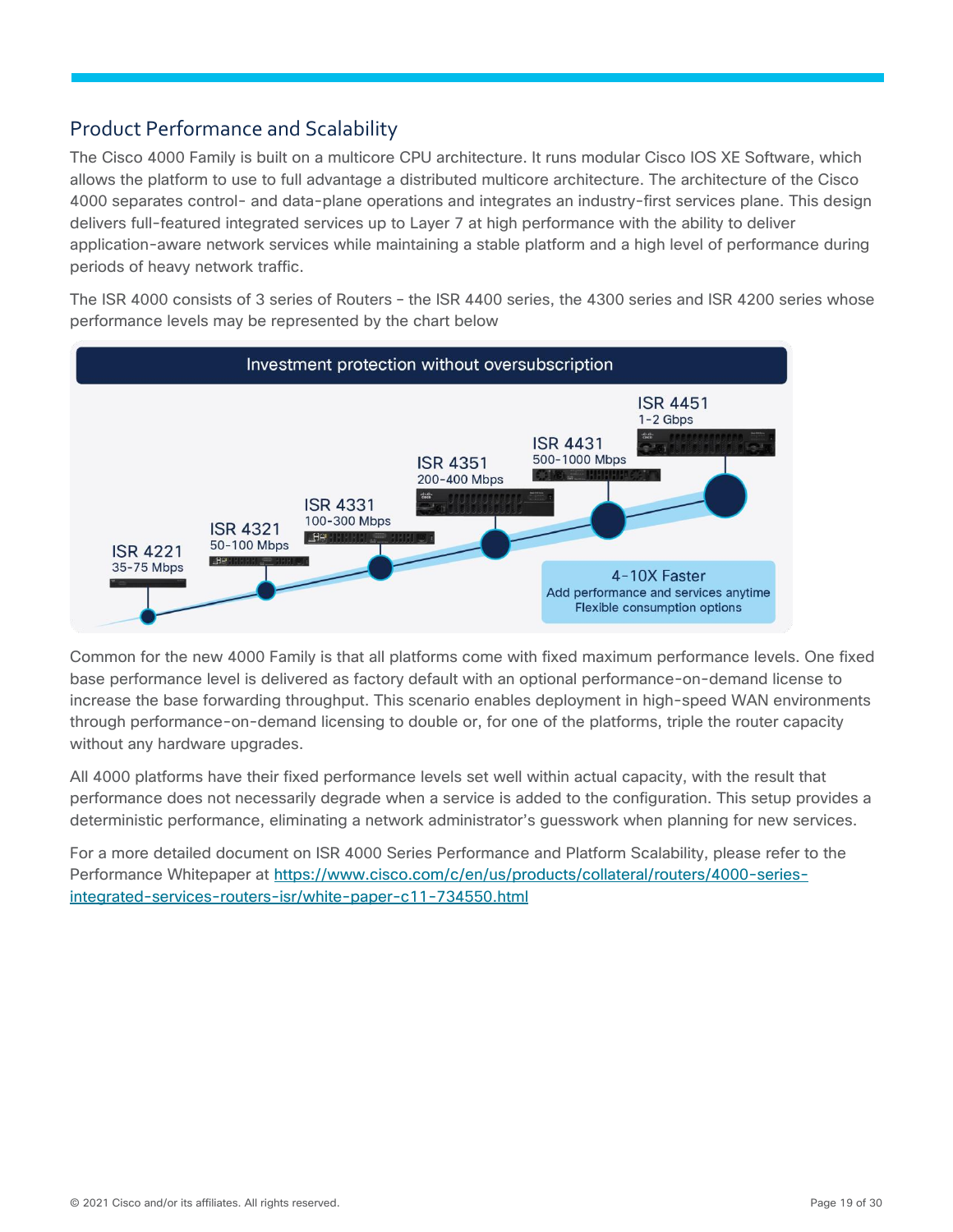## Product Performance and Scalability

The Cisco 4000 Family is built on a multicore CPU architecture. It runs modular Cisco IOS XE Software, which allows the platform to use to full advantage a distributed multicore architecture. The architecture of the Cisco 4000 separates control- and data-plane operations and integrates an industry-first services plane. This design delivers full-featured integrated services up to Layer 7 at high performance with the ability to deliver application-aware network services while maintaining a stable platform and a high level of performance during periods of heavy network traffic.

The ISR 4000 consists of 3 series of Routers – the ISR 4400 series, the 4300 series and ISR 4200 series whose performance levels may be represented by the chart below

Investment protection without oversubscription

ISR 4221
35-75 Mbps

ISR 4321
50-100 Mbps

ISR 4331
100-300 Mbps

ISR 4351
200-400 Mbps

ISR 4431
500-1000 Mbps

ISR 4451
1-2 Gbps

4-10X Faster
Add performance and services anytime
Flexible consumption options

Common for the new 4000 Family is that all platforms come with fixed maximum performance levels. One fixed base performance level is delivered as factory default with an optional performance-on-demand license to increase the base forwarding throughput. This scenario enables deployment in high-speed WAN environments through performance-on-demand licensing to double or, for one of the platforms, triple the router capacity without any hardware upgrades.

All 4000 platforms have their fixed performance levels set well within actual capacity, with the result that performance does not necessarily degrade when a service is added to the configuration. This setup provides a deterministic performance, eliminating a network administrator's guesswork when planning for new services.

For a more detailed document on ISR 4000 Series Performance and Platform Scalability, please refer to the Performance Whitepaper at [https://www.cisco.com/c/en/us/products/collateral/routers/4000-series-integrated-services-routers-isr/white-paper-c11-734550.html](https://www.cisco.com/c/en/us/products/collateral/routers/4000-series-integrated-services-routers-isr/white-paper-c11-734550.html)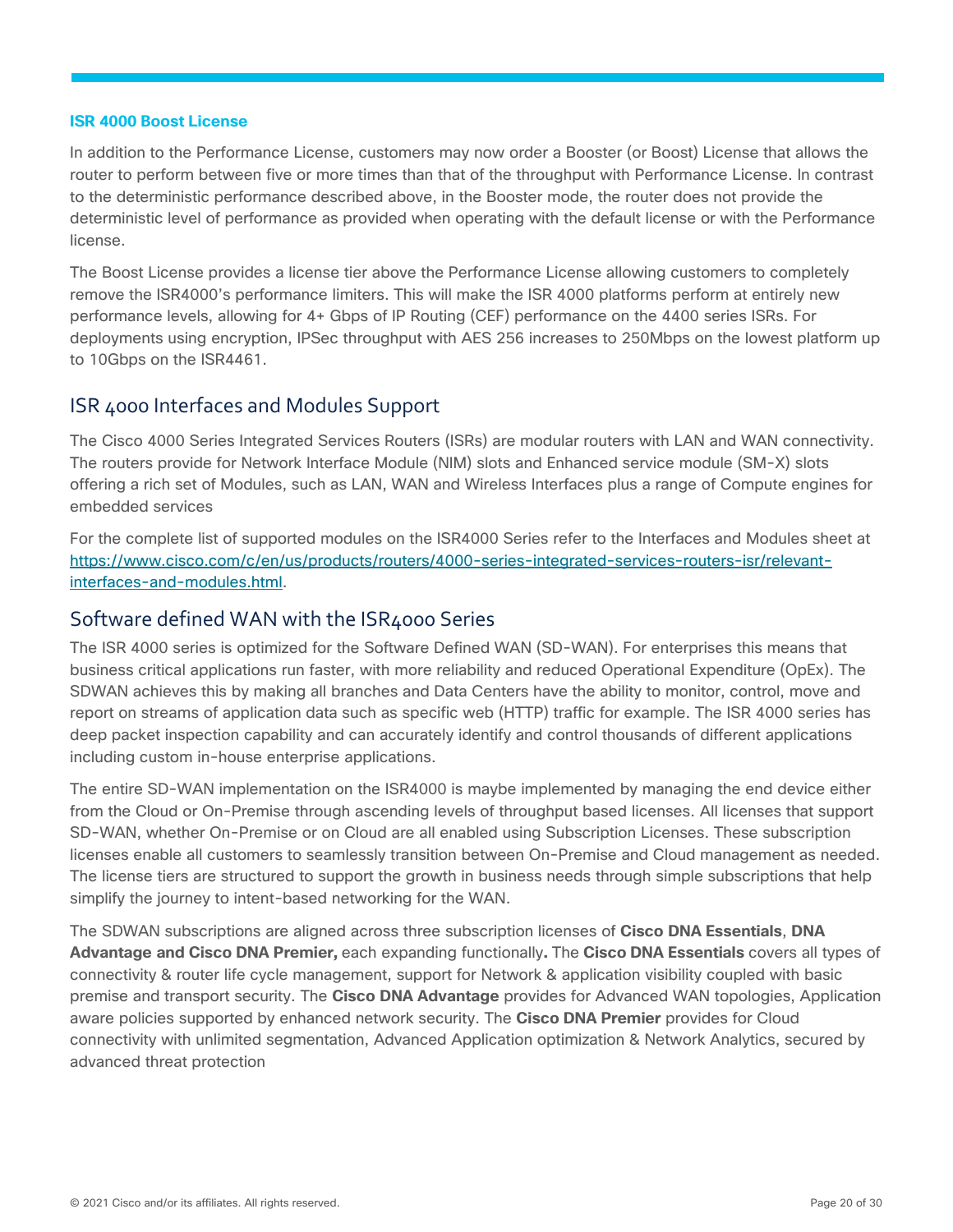### ISR 4000 Boost License

In addition to the Performance License, customers may now order a Booster (or Boost) License that allows the router to perform between five or more times than that of the throughput with Performance License. In contrast to the deterministic performance described above, in the Booster mode, the router does not provide the deterministic level of performance as provided when operating with the default license or with the Performance license.

The Boost License provides a license tier above the Performance License allowing customers to completely remove the ISR4000's performance limiters. This will make the ISR 4000 platforms perform at entirely new performance levels, allowing for 4+ Gbps of IP Routing (CEF) performance on the 4400 series ISRs. For deployments using encryption, IPSec throughput with AES 256 increases to 250Mbps on the lowest platform up to 10Gbps on the ISR4461.

## ISR 4000 Interfaces and Modules Support

The Cisco 4000 Series Integrated Services Routers (ISRs) are modular routers with LAN and WAN connectivity. The routers provide for Network Interface Module (NIM) slots and Enhanced service module (SM-X) slots offering a rich set of Modules, such as LAN, WAN and Wireless Interfaces plus a range of Compute engines for embedded services

For the complete list of supported modules on the ISR4000 Series refer to the Interfaces and Modules sheet at [https://www.cisco.com/c/en/us/products/routers/4000-series-integrated-services-routers-isr/relevant-interfaces-and-modules.html](https://www.cisco.com/c/en/us/products/routers/4000-series-integrated-services-routers-isr/relevant-interfaces-and-modules.html).

## Software defined WAN with the ISR4000 Series

The ISR 4000 series is optimized for the Software Defined WAN (SD-WAN). For enterprises this means that business critical applications run faster, with more reliability and reduced Operational Expenditure (OpEx). The SDWAN achieves this by making all branches and Data Centers have the ability to monitor, control, move and report on streams of application data such as specific web (HTTP) traffic for example. The ISR 4000 series has deep packet inspection capability and can accurately identify and control thousands of different applications including custom in-house enterprise applications.

The entire SD-WAN implementation on the ISR4000 is maybe implemented by managing the end device either from the Cloud or On-Premise through ascending levels of throughput based licenses. All licenses that support SD-WAN, whether On-Premise or on Cloud are all enabled using Subscription Licenses. These subscription licenses enable all customers to seamlessly transition between On-Premise and Cloud management as needed. The license tiers are structured to support the growth in business needs through simple subscriptions that help simplify the journey to intent-based networking for the WAN.

The SDWAN subscriptions are aligned across three subscription licenses of **Cisco DNA Essentials**, **DNA Advantage and Cisco DNA Premier,** each expanding functionally**.** The **Cisco DNA Essentials** covers all types of connectivity & router life cycle management, support for Network & application visibility coupled with basic premise and transport security. The **Cisco DNA Advantage** provides for Advanced WAN topologies, Application aware policies supported by enhanced network security. The **Cisco DNA Premier** provides for Cloud connectivity with unlimited segmentation, Advanced Application optimization & Network Analytics, secured by advanced threat protection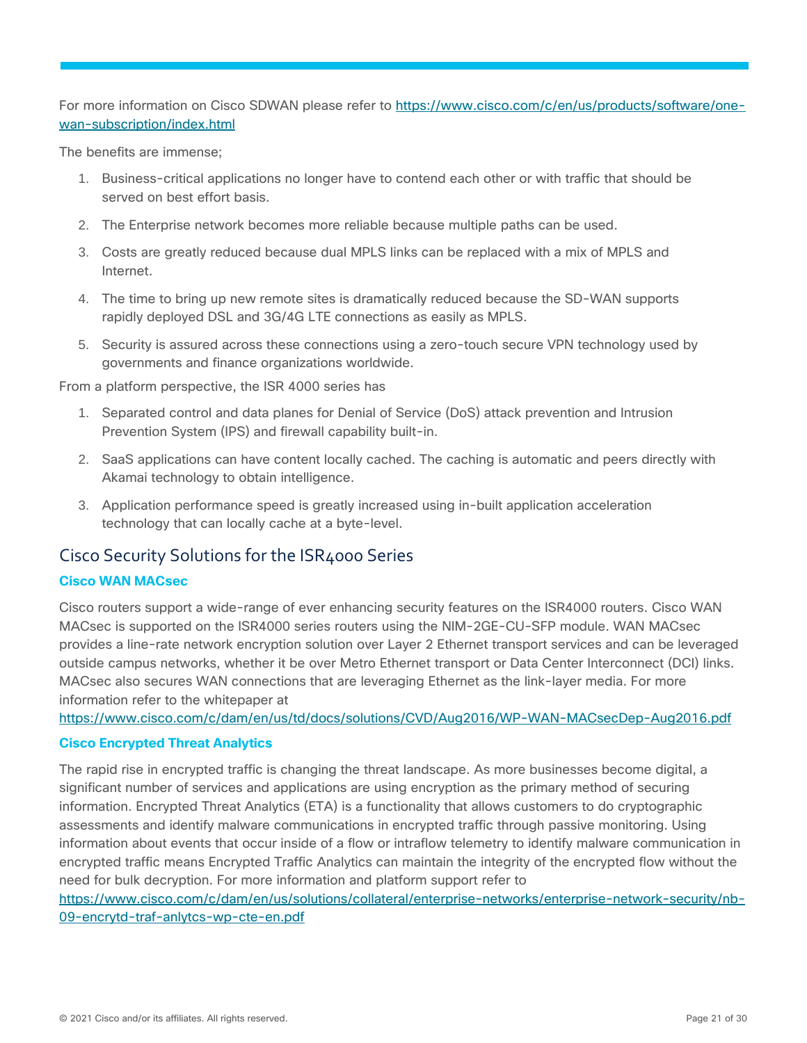For more information on Cisco SDWAN please refer to [https://www.cisco.com/c/en/us/products/software/one-wan-subscription/index.html](https://www.cisco.com/c/en/us/products/software/one-wan-subscription/index.html)

The benefits are immense;

1. Business-critical applications no longer have to contend each other or with traffic that should be served on best effort basis.
2. The Enterprise network becomes more reliable because multiple paths can be used.
3. Costs are greatly reduced because dual MPLS links can be replaced with a mix of MPLS and Internet.
4. The time to bring up new remote sites is dramatically reduced because the SD-WAN supports rapidly deployed DSL and 3G/4G LTE connections as easily as MPLS.
5. Security is assured across these connections using a zero-touch secure VPN technology used by governments and finance organizations worldwide.

From a platform perspective, the ISR 4000 series has

1. Separated control and data planes for Denial of Service (DoS) attack prevention and Intrusion Prevention System (IPS) and firewall capability built-in.
2. SaaS applications can have content locally cached. The caching is automatic and peers directly with Akamai technology to obtain intelligence.
3. Application performance speed is greatly increased using in-built application acceleration technology that can locally cache at a byte-level.

## Cisco Security Solutions for the ISR4000 Series

### Cisco WAN MACsec

Cisco routers support a wide-range of ever enhancing security features on the ISR4000 routers. Cisco WAN MACsec is supported on the ISR4000 series routers using the NIM-2GE-CU-SFP module. WAN MACsec provides a line-rate network encryption solution over Layer 2 Ethernet transport services and can be leveraged outside campus networks, whether it be over Metro Ethernet transport or Data Center Interconnect (DCI) links. MACsec also secures WAN connections that are leveraging Ethernet as the link-layer media. For more information refer to the whitepaper at [https://www.cisco.com/c/dam/en/us/td/docs/solutions/CVD/Aug2016/WP-WAN-MACsecDep-Aug2016.pdf](https://www.cisco.com/c/dam/en/us/td/docs/solutions/CVD/Aug2016/WP-WAN-MACsecDep-Aug2016.pdf)

### Cisco Encrypted Threat Analytics

The rapid rise in encrypted traffic is changing the threat landscape. As more businesses become digital, a significant number of services and applications are using encryption as the primary method of securing information. Encrypted Threat Analytics (ETA) is a functionality that allows customers to do cryptographic assessments and identify malware communications in encrypted traffic through passive monitoring. Using information about events that occur inside of a flow or intraflow telemetry to identify malware communication in encrypted traffic means Encrypted Traffic Analytics can maintain the integrity of the encrypted flow without the need for bulk decryption. For more information and platform support refer to [https://www.cisco.com/c/dam/en/us/solutions/collateral/enterprise-networks/enterprise-network-security/nb-09-encrytd-traf-anlytcs-wp-cte-en.pdf](https://www.cisco.com/c/dam/en/us/solutions/collateral/enterprise-networks/enterprise-network-security/nb-09-encrytd-traf-anlytcs-wp-cte-en.pdf)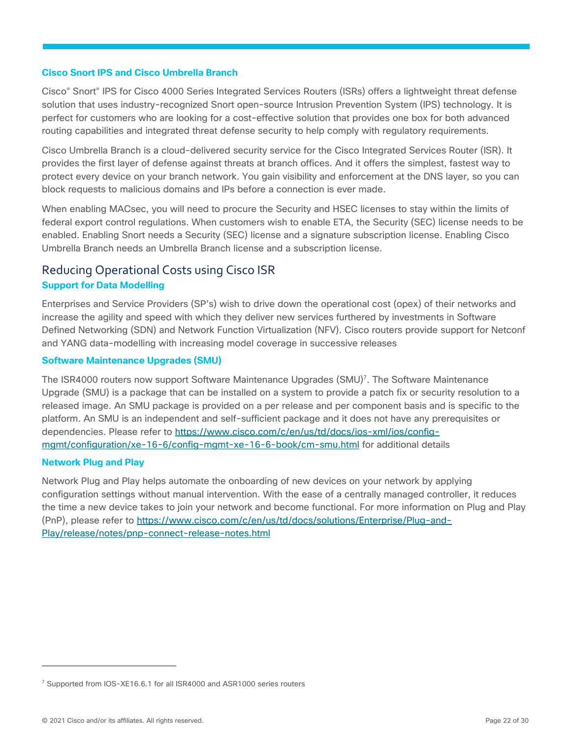### Cisco Snort IPS and Cisco Umbrella Branch

Cisco® Snort® IPS for Cisco 4000 Series Integrated Services Routers (ISRs) offers a lightweight threat defense solution that uses industry-recognized Snort open-source Intrusion Prevention System (IPS) technology. It is perfect for customers who are looking for a cost-effective solution that provides one box for both advanced routing capabilities and integrated threat defense security to help comply with regulatory requirements.

Cisco Umbrella Branch is a cloud-delivered security service for the Cisco Integrated Services Router (ISR). It provides the first layer of defense against threats at branch offices. And it offers the simplest, fastest way to protect every device on your branch network. You gain visibility and enforcement at the DNS layer, so you can block requests to malicious domains and IPs before a connection is ever made.

When enabling MACsec, you will need to procure the Security and HSEC licenses to stay within the limits of federal export control regulations. When customers wish to enable ETA, the Security (SEC) license needs to be enabled. Enabling Snort needs a Security (SEC) license and a signature subscription license. Enabling Cisco Umbrella Branch needs an Umbrella Branch license and a subscription license.

## Reducing Operational Costs using Cisco ISR

### Support for Data Modelling

Enterprises and Service Providers (SP's) wish to drive down the operational cost (opex) of their networks and increase the agility and speed with which they deliver new services furthered by investments in Software Defined Networking (SDN) and Network Function Virtualization (NFV). Cisco routers provide support for Netconf and YANG data-modelling with increasing model coverage in successive releases

### Software Maintenance Upgrades (SMU)

The ISR4000 routers now support Software Maintenance Upgrades (SMU)[7]. The Software Maintenance Upgrade (SMU) is a package that can be installed on a system to provide a patch fix or security resolution to a released image. An SMU package is provided on a per release and per component basis and is specific to the platform. An SMU is an independent and self-sufficient package and it does not have any prerequisites or dependencies. Please refer to https://www.cisco.com/c/en/us/td/docs/ios-xml/ios/config-mgmt/configuration/xe-16-6/config-mgmt-xe-16-6-book/cm-smu.html for additional details

### Network Plug and Play

Network Plug and Play helps automate the onboarding of new devices on your network by applying configuration settings without manual intervention. With the ease of a centrally managed controller, it reduces the time a new device takes to join your network and become functional. For more information on Plug and Play (PnP), please refer to https://www.cisco.com/c/en/us/td/docs/solutions/Enterprise/Plug-and-Play/release/notes/pnp-connect-release-notes.html

[7] Supported from IOS-XE16.6.1 for all ISR4000 and ASR1000 series routers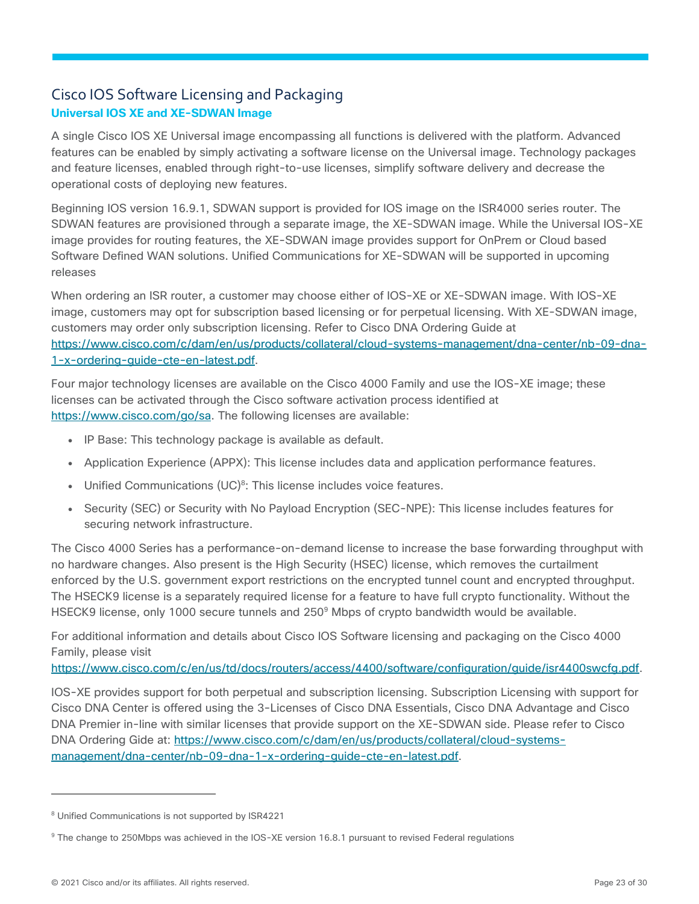## Cisco IOS Software Licensing and Packaging

### Universal IOS XE and XE-SDWAN Image

A single Cisco IOS XE Universal image encompassing all functions is delivered with the platform. Advanced features can be enabled by simply activating a software license on the Universal image. Technology packages and feature licenses, enabled through right-to-use licenses, simplify software delivery and decrease the operational costs of deploying new features.

Beginning IOS version 16.9.1, SDWAN support is provided for IOS image on the ISR4000 series router. The SDWAN features are provisioned through a separate image, the XE-SDWAN image. While the Universal IOS-XE image provides for routing features, the XE-SDWAN image provides support for OnPrem or Cloud based Software Defined WAN solutions. Unified Communications for XE-SDWAN will be supported in upcoming releases

When ordering an ISR router, a customer may choose either of IOS-XE or XE-SDWAN image. With IOS-XE image, customers may opt for subscription based licensing or for perpetual licensing. With XE-SDWAN image, customers may order only subscription licensing. Refer to Cisco DNA Ordering Guide at https://www.cisco.com/c/dam/en/us/products/collateral/cloud-systems-management/dna-center/nb-09-dna-1-x-ordering-guide-cte-en-latest.pdf.

Four major technology licenses are available on the Cisco 4000 Family and use the IOS-XE image; these licenses can be activated through the Cisco software activation process identified at https://www.cisco.com/go/sa. The following licenses are available:

- IP Base: This technology package is available as default.
- Application Experience (APPX): This license includes data and application performance features.
- Unified Communications (UC)[8]: This license includes voice features.
- Security (SEC) or Security with No Payload Encryption (SEC-NPE): This license includes features for securing network infrastructure.

The Cisco 4000 Series has a performance-on-demand license to increase the base forwarding throughput with no hardware changes. Also present is the High Security (HSEC) license, which removes the curtailment enforced by the U.S. government export restrictions on the encrypted tunnel count and encrypted throughput. The HSECK9 license is a separately required license for a feature to have full crypto functionality. Without the HSECK9 license, only 1000 secure tunnels and 250[9] Mbps of crypto bandwidth would be available.

For additional information and details about Cisco IOS Software licensing and packaging on the Cisco 4000 Family, please visit https://www.cisco.com/c/en/us/td/docs/routers/access/4400/software/configuration/guide/isr4400swcfg.pdf.

IOS-XE provides support for both perpetual and subscription licensing. Subscription Licensing with support for Cisco DNA Center is offered using the 3-Licenses of Cisco DNA Essentials, Cisco DNA Advantage and Cisco DNA Premier in-line with similar licenses that provide support on the XE-SDWAN side. Please refer to Cisco DNA Ordering Gide at: https://www.cisco.com/c/dam/en/us/products/collateral/cloud-systems-management/dna-center/nb-09-dna-1-x-ordering-guide-cte-en-latest.pdf.

---

[8] Unified Communications is not supported by ISR4221

[9] The change to 250Mbps was achieved in the IOS-XE version 16.8.1 pursuant to revised Federal regulations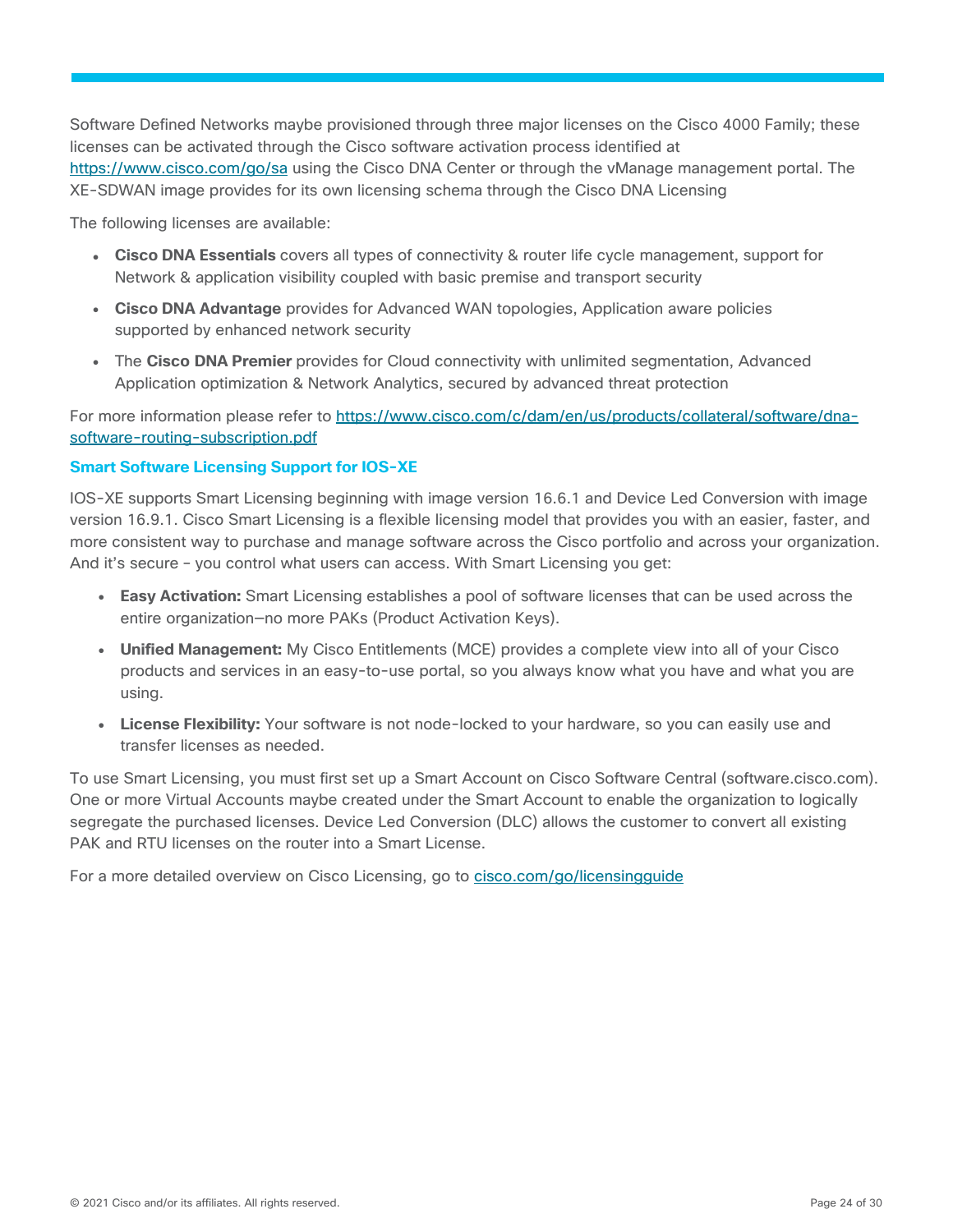Software Defined Networks maybe provisioned through three major licenses on the Cisco 4000 Family; these licenses can be activated through the Cisco software activation process identified at [https://www.cisco.com/go/sa](https://www.cisco.com/go/sa) using the Cisco DNA Center or through the vManage management portal. The XE-SDWAN image provides for its own licensing schema through the Cisco DNA Licensing

The following licenses are available:

- **Cisco DNA Essentials** covers all types of connectivity & router life cycle management, support for Network & application visibility coupled with basic premise and transport security
- **Cisco DNA Advantage** provides for Advanced WAN topologies, Application aware policies supported by enhanced network security
- The **Cisco DNA Premier** provides for Cloud connectivity with unlimited segmentation, Advanced Application optimization & Network Analytics, secured by advanced threat protection

For more information please refer to [https://www.cisco.com/c/dam/en/us/products/collateral/software/dna-software-routing-subscription.pdf](https://www.cisco.com/c/dam/en/us/products/collateral/software/dna-software-routing-subscription.pdf)

### Smart Software Licensing Support for IOS-XE

IOS-XE supports Smart Licensing beginning with image version 16.6.1 and Device Led Conversion with image version 16.9.1. Cisco Smart Licensing is a flexible licensing model that provides you with an easier, faster, and more consistent way to purchase and manage software across the Cisco portfolio and across your organization. And it's secure – you control what users can access. With Smart Licensing you get:

- **Easy Activation:** Smart Licensing establishes a pool of software licenses that can be used across the entire organization—no more PAKs (Product Activation Keys).
- **Unified Management:** My Cisco Entitlements (MCE) provides a complete view into all of your Cisco products and services in an easy-to-use portal, so you always know what you have and what you are using.
- **License Flexibility:** Your software is not node-locked to your hardware, so you can easily use and transfer licenses as needed.

To use Smart Licensing, you must first set up a Smart Account on Cisco Software Central (software.cisco.com). One or more Virtual Accounts maybe created under the Smart Account to enable the organization to logically segregate the purchased licenses. Device Led Conversion (DLC) allows the customer to convert all existing PAK and RTU licenses on the router into a Smart License.

For a more detailed overview on Cisco Licensing, go to [cisco.com/go/licensingguide](cisco.com/go/licensingguide)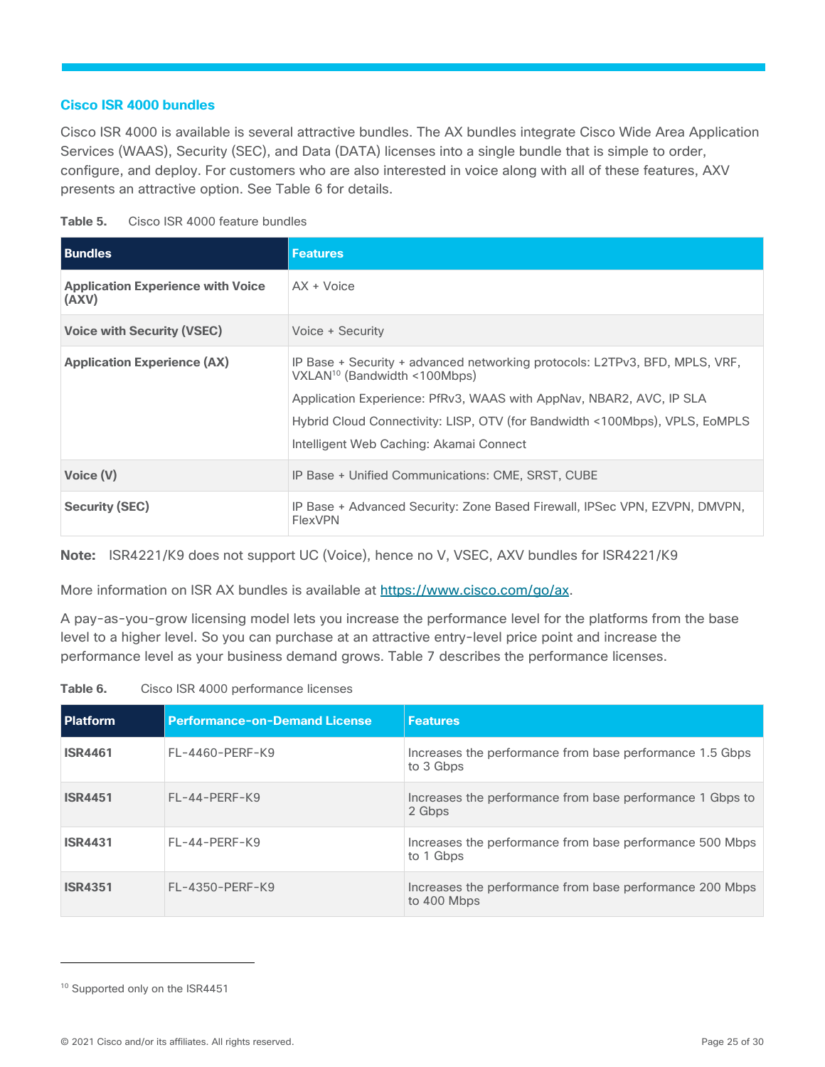### Cisco ISR 4000 bundles

Cisco ISR 4000 is available is several attractive bundles. The AX bundles integrate Cisco Wide Area Application Services (WAAS), Security (SEC), and Data (DATA) licenses into a single bundle that is simple to order, configure, and deploy. For customers who are also interested in voice along with all of these features, AXV presents an attractive option. See Table 6 for details.

**Table 5.** Cisco ISR 4000 feature bundles

| Bundles | Features |
| --- | --- |
| **Application Experience with Voice (AXV)** | AX + Voice |
| **Voice with Security (VSEC)** | Voice + Security |
| **Application Experience (AX)** | IP Base + Security + advanced networking protocols: L2TPv3, BFD, MPLS, VRF, VXLAN[10] (Bandwidth <100Mbps)<br>Application Experience: PfRv3, WAAS with AppNav, NBAR2, AVC, IP SLA<br>Hybrid Cloud Connectivity: LISP, OTV (for Bandwidth <100Mbps), VPLS, EoMPLS<br>Intelligent Web Caching: Akamai Connect |
| **Voice (V)** | IP Base + Unified Communications: CME, SRST, CUBE |
| **Security (SEC)** | IP Base + Advanced Security: Zone Based Firewall, IPSec VPN, EZVPN, DMVPN, FlexVPN |

**Note:** ISR4221/K9 does not support UC (Voice), hence no V, VSEC, AXV bundles for ISR4221/K9

More information on ISR AX bundles is available at [https://www.cisco.com/go/ax](https://www.cisco.com/go/ax).

A pay-as-you-grow licensing model lets you increase the performance level for the platforms from the base level to a higher level. So you can purchase at an attractive entry-level price point and increase the performance level as your business demand grows. Table 7 describes the performance licenses.

**Table 6.** Cisco ISR 4000 performance licenses

| Platform | Performance-on-Demand License | Features |
| --- | --- | --- |
| **ISR4461** | FL-4460-PERF-K9 | Increases the performance from base performance 1.5 Gbps to 3 Gbps |
| **ISR4451** | FL-44-PERF-K9 | Increases the performance from base performance 1 Gbps to 2 Gbps |
| **ISR4431** | FL-44-PERF-K9 | Increases the performance from base performance 500 Mbps to 1 Gbps |
| **ISR4351** | FL-4350-PERF-K9 | Increases the performance from base performance 200 Mbps to 400 Mbps |

[10] Supported only on the ISR4451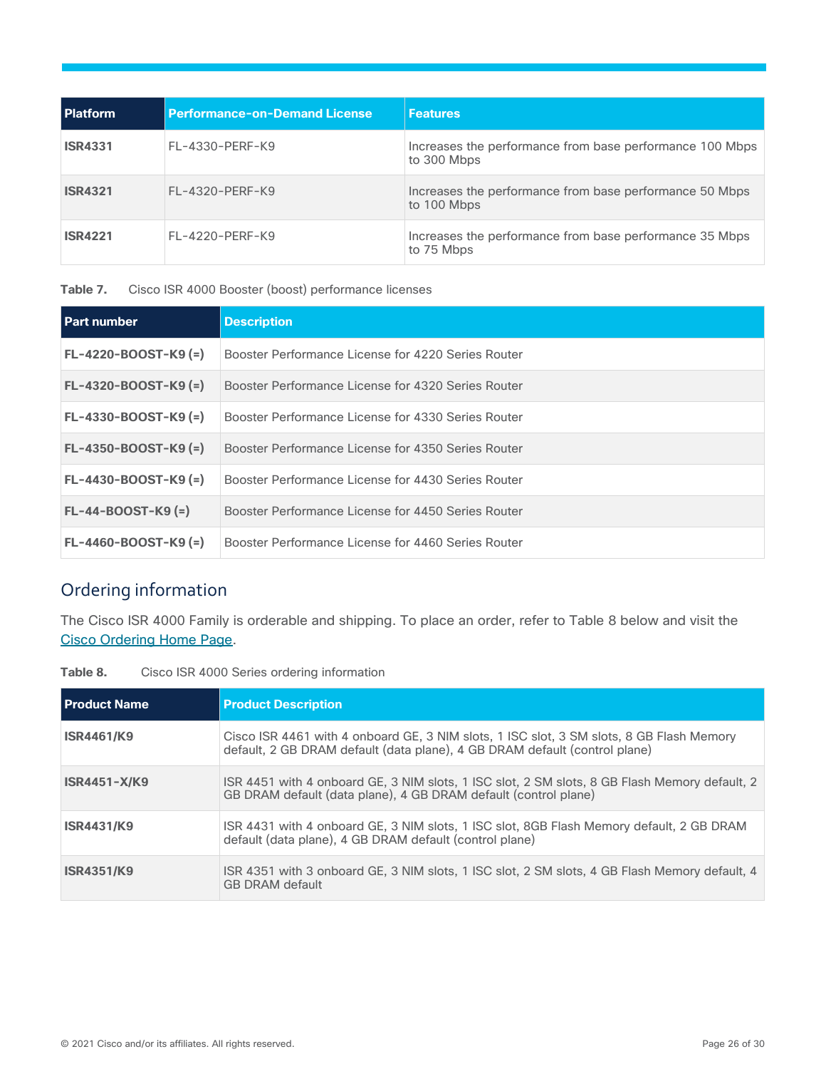| Platform | Performance-on-Demand License | Features |
| --- | --- | --- |
| **ISR4331** | FL-4330-PERF-K9 | Increases the performance from base performance 100 Mbps to 300 Mbps |
| **ISR4321** | FL-4320-PERF-K9 | Increases the performance from base performance 50 Mbps to 100 Mbps |
| **ISR4221** | FL-4220-PERF-K9 | Increases the performance from base performance 35 Mbps to 75 Mbps |

**Table 7.** Cisco ISR 4000 Booster (boost) performance licenses

| Part number | Description |
| --- | --- |
| **FL-4220-BOOST-K9 (=)** | Booster Performance License for 4220 Series Router |
| **FL-4320-BOOST-K9 (=)** | Booster Performance License for 4320 Series Router |
| **FL-4330-BOOST-K9 (=)** | Booster Performance License for 4330 Series Router |
| **FL-4350-BOOST-K9 (=)** | Booster Performance License for 4350 Series Router |
| **FL-4430-BOOST-K9 (=)** | Booster Performance License for 4430 Series Router |
| **FL-44-BOOST-K9 (=)** | Booster Performance License for 4450 Series Router |
| **FL-4460-BOOST-K9 (=)** | Booster Performance License for 4460 Series Router |

## Ordering information

The Cisco ISR 4000 Family is orderable and shipping. To place an order, refer to Table 8 below and visit the Cisco Ordering Home Page.

**Table 8.** Cisco ISR 4000 Series ordering information

| Product Name | Product Description |
| --- | --- |
| **ISR4461/K9** | Cisco ISR 4461 with 4 onboard GE, 3 NIM slots, 1 ISC slot, 3 SM slots, 8 GB Flash Memory default, 2 GB DRAM default (data plane), 4 GB DRAM default (control plane) |
| **ISR4451-X/K9** | ISR 4451 with 4 onboard GE, 3 NIM slots, 1 ISC slot, 2 SM slots, 8 GB Flash Memory default, 2 GB DRAM default (data plane), 4 GB DRAM default (control plane) |
| **ISR4431/K9** | ISR 4431 with 4 onboard GE, 3 NIM slots, 1 ISC slot, 8GB Flash Memory default, 2 GB DRAM default (data plane), 4 GB DRAM default (control plane) |
| **ISR4351/K9** | ISR 4351 with 3 onboard GE, 3 NIM slots, 1 ISC slot, 2 SM slots, 4 GB Flash Memory default, 4 GB DRAM default |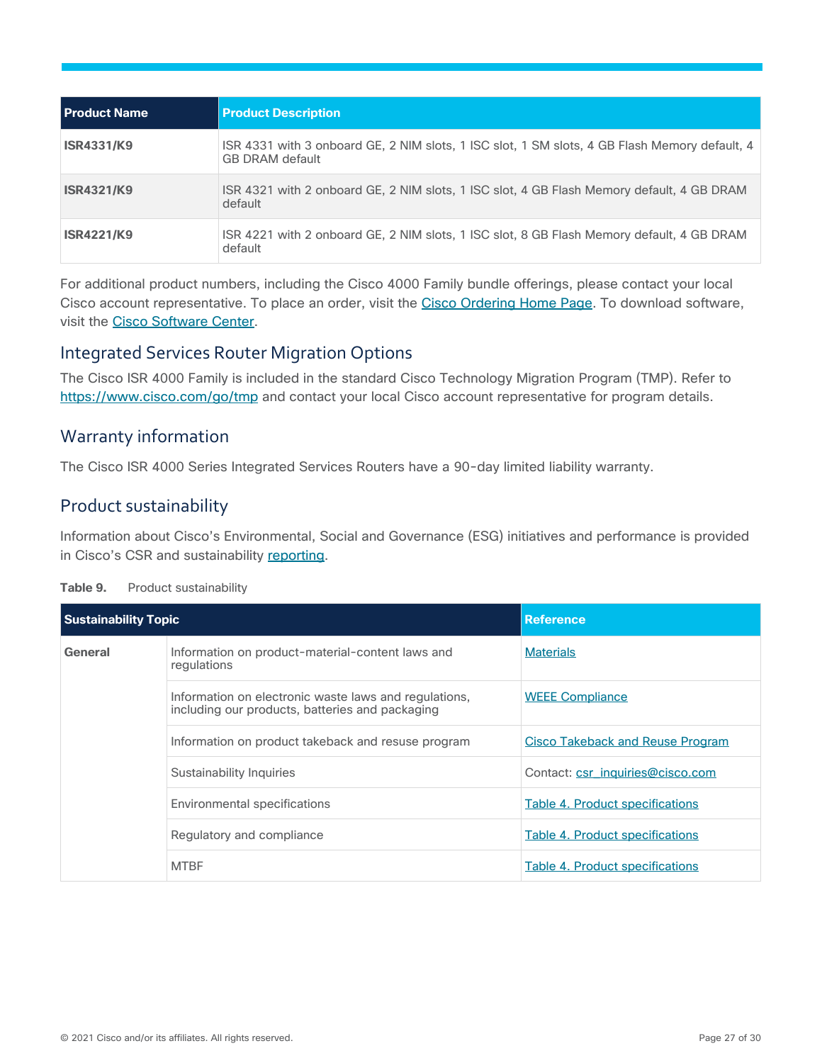| Product Name | Product Description |
| --- | --- |
| **ISR4331/K9** | ISR 4331 with 3 onboard GE, 2 NIM slots, 1 ISC slot, 1 SM slots, 4 GB Flash Memory default, 4 GB DRAM default |
| **ISR4321/K9** | ISR 4321 with 2 onboard GE, 2 NIM slots, 1 ISC slot, 4 GB Flash Memory default, 4 GB DRAM default |
| **ISR4221/K9** | ISR 4221 with 2 onboard GE, 2 NIM slots, 1 ISC slot, 8 GB Flash Memory default, 4 GB DRAM default |

For additional product numbers, including the Cisco 4000 Family bundle offerings, please contact your local Cisco account representative. To place an order, visit the Cisco Ordering Home Page. To download software, visit the Cisco Software Center.

## Integrated Services Router Migration Options

The Cisco ISR 4000 Family is included in the standard Cisco Technology Migration Program (TMP). Refer to https://www.cisco.com/go/tmp and contact your local Cisco account representative for program details.

## Warranty information

The Cisco ISR 4000 Series Integrated Services Routers have a 90-day limited liability warranty.

## Product sustainability

Information about Cisco's Environmental, Social and Governance (ESG) initiatives and performance is provided in Cisco's CSR and sustainability reporting.

**Table 9.** Product sustainability

| Sustainability Topic | | Reference |
| --- | --- | --- |
| **General** | Information on product-material-content laws and regulations | Materials |
| | Information on electronic waste laws and regulations, including our products, batteries and packaging | WEEE Compliance |
| | Information on product takeback and resuse program | Cisco Takeback and Reuse Program |
| | Sustainability Inquiries | Contact: csr_inquiries@cisco.com |
| | Environmental specifications | Table 4. Product specifications |
| | Regulatory and compliance | Table 4. Product specifications |
| | MTBF | Table 4. Product specifications |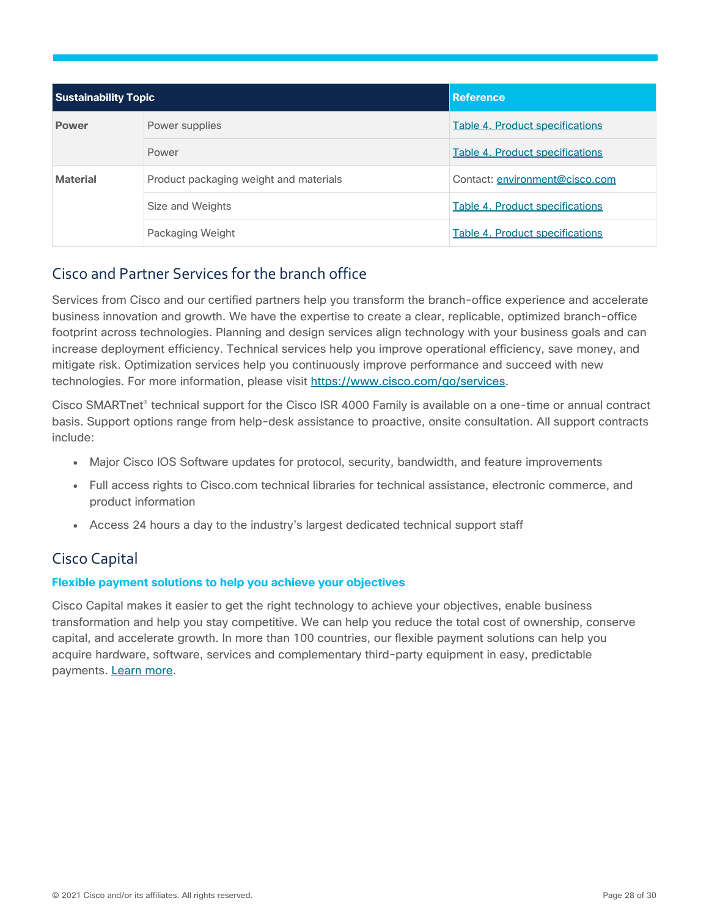| Sustainability Topic | | Reference |
|---|---|---|
| **Power** | Power supplies | Table 4. Product specifications |
| | Power | Table 4. Product specifications |
| **Material** | Product packaging weight and materials | Contact: environment@cisco.com |
| | Size and Weights | Table 4. Product specifications |
| | Packaging Weight | Table 4. Product specifications |

## Cisco and Partner Services for the branch office

Services from Cisco and our certified partners help you transform the branch-office experience and accelerate business innovation and growth. We have the expertise to create a clear, replicable, optimized branch-office footprint across technologies. Planning and design services align technology with your business goals and can increase deployment efficiency. Technical services help you improve operational efficiency, save money, and mitigate risk. Optimization services help you continuously improve performance and succeed with new technologies. For more information, please visit https://www.cisco.com/go/services.

Cisco SMARTnet® technical support for the Cisco ISR 4000 Family is available on a one-time or annual contract basis. Support options range from help-desk assistance to proactive, onsite consultation. All support contracts include:

- Major Cisco IOS Software updates for protocol, security, bandwidth, and feature improvements
- Full access rights to Cisco.com technical libraries for technical assistance, electronic commerce, and product information
- Access 24 hours a day to the industry's largest dedicated technical support staff

## Cisco Capital

### Flexible payment solutions to help you achieve your objectives

Cisco Capital makes it easier to get the right technology to achieve your objectives, enable business transformation and help you stay competitive. We can help you reduce the total cost of ownership, conserve capital, and accelerate growth. In more than 100 countries, our flexible payment solutions can help you acquire hardware, software, services and complementary third-party equipment in easy, predictable payments. Learn more.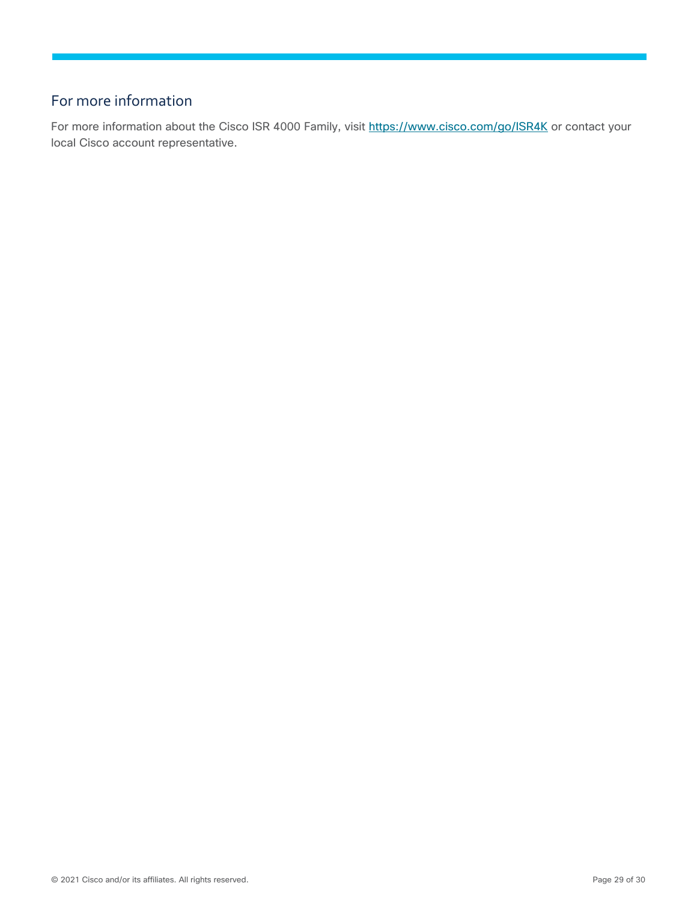## For more information

For more information about the Cisco ISR 4000 Family, visit [https://www.cisco.com/go/ISR4K](https://www.cisco.com/go/ISR4K) or contact your local Cisco account representative.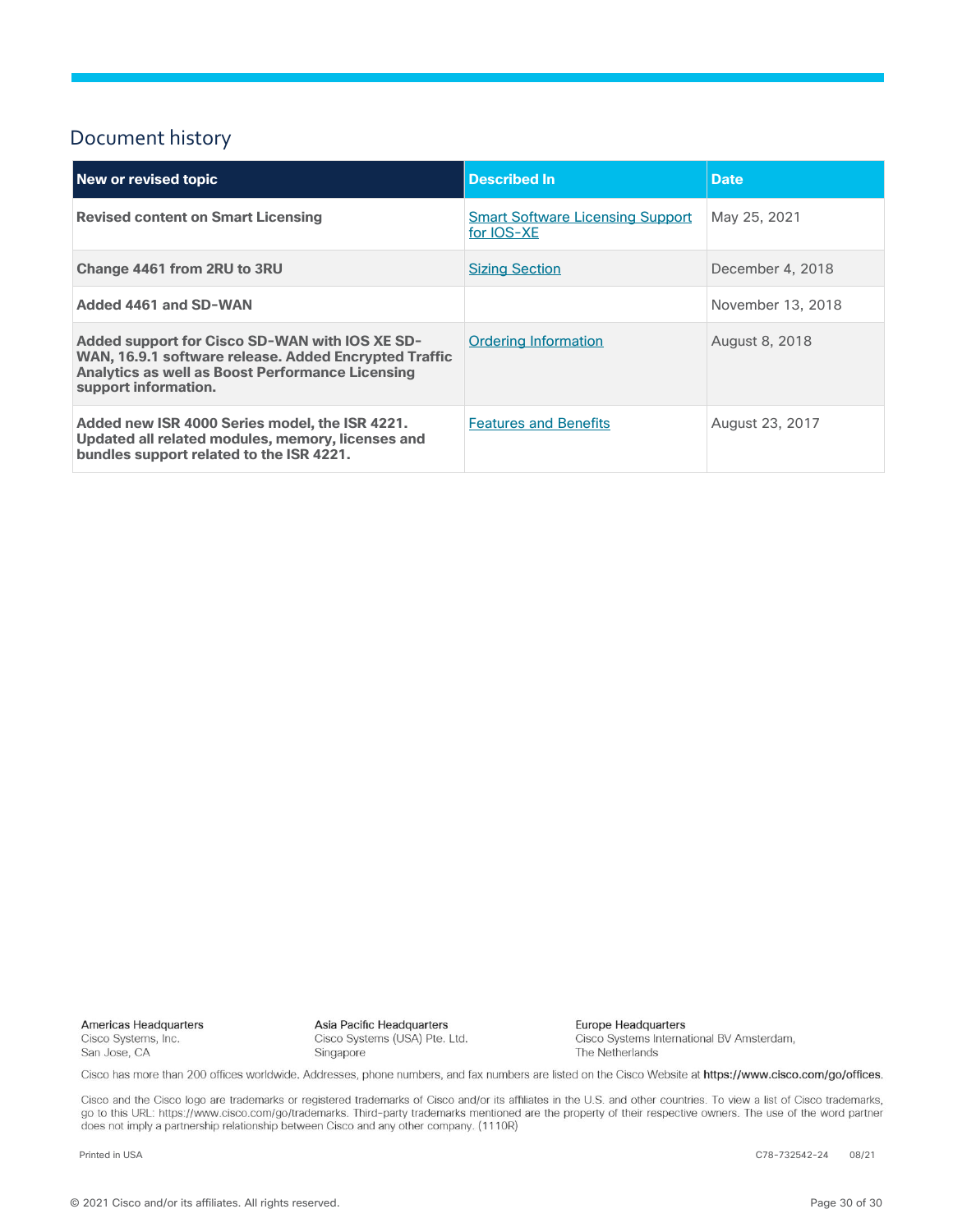## Document history

| New or revised topic | Described In | Date |
| --- | --- | --- |
| **Revised content on Smart Licensing** | Smart Software Licensing Support for IOS-XE | May 25, 2021 |
| **Change 4461 from 2RU to 3RU** | Sizing Section | December 4, 2018 |
| **Added 4461 and SD-WAN** | | November 13, 2018 |
| **Added support for Cisco SD-WAN with IOS XE SD-WAN, 16.9.1 software release. Added Encrypted Traffic Analytics as well as Boost Performance Licensing support information.** | Ordering Information | August 8, 2018 |
| **Added new ISR 4000 Series model, the ISR 4221. Updated all related modules, memory, licenses and bundles support related to the ISR 4221.** | Features and Benefits | August 23, 2017 |

Americas Headquarters
Cisco Systems, Inc.
San Jose, CA

Asia Pacific Headquarters
Cisco Systems (USA) Pte. Ltd.
Singapore

Europe Headquarters
Cisco Systems International BV Amsterdam,
The Netherlands

Cisco has more than 200 offices worldwide. Addresses, phone numbers, and fax numbers are listed on the Cisco Website at **https://www.cisco.com/go/offices**.

Cisco and the Cisco logo are trademarks or registered trademarks of Cisco and/or its affiliates in the U.S. and other countries. To view a list of Cisco trademarks, go to this URL: https://www.cisco.com/go/trademarks. Third-party trademarks mentioned are the property of their respective owners. The use of the word partner does not imply a partnership relationship between Cisco and any other company. (1110R)

Printed in USA C78-732542-24 08/21

© 2021 Cisco and/or its affiliates. All rights reserved.